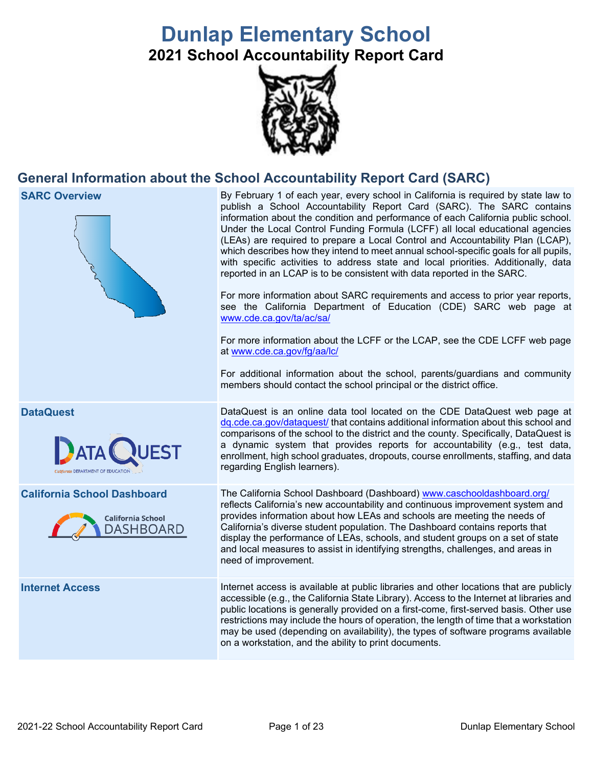# Dunlap Elementary School

## 2021 School Accountability Report Card

## General Information about the School Accountability Report Card (SARC)

| | |
|---|---|
| **SARC Overview** | By February 1 of each year, every school in California is required by state law to publish a School Accountability Report Card (SARC). The SARC contains information about the condition and performance of each California public school. Under the Local Control Funding Formula (LCFF) all local educational agencies (LEAs) are required to prepare a Local Control and Accountability Plan (LCAP), which describes how they intend to meet annual school-specific goals for all pupils, with specific activities to address state and local priorities. Additionally, data reported in an LCAP is to be consistent with data reported in the SARC.<br><br>For more information about SARC requirements and access to prior year reports, see the California Department of Education (CDE) SARC web page at www.cde.ca.gov/ta/ac/sa/<br><br>For more information about the LCFF or the LCAP, see the CDE LCFF web page at www.cde.ca.gov/fg/aa/lc/<br><br>For additional information about the school, parents/guardians and community members should contact the school principal or the district office. |
| **DataQuest** | DataQuest is an online data tool located on the CDE DataQuest web page at dq.cde.ca.gov/dataquest/ that contains additional information about this school and comparisons of the school to the district and the county. Specifically, DataQuest is a dynamic system that provides reports for accountability (e.g., test data, enrollment, high school graduates, dropouts, course enrollments, staffing, and data regarding English learners). |
| **California School Dashboard** | The California School Dashboard (Dashboard) www.caschooldashboard.org/ reflects California's new accountability and continuous improvement system and provides information about how LEAs and schools are meeting the needs of California's diverse student population. The Dashboard contains reports that display the performance of LEAs, schools, and student groups on a set of state and local measures to assist in identifying strengths, challenges, and areas in need of improvement. |
| **Internet Access** | Internet access is available at public libraries and other locations that are publicly accessible (e.g., the California State Library). Access to the Internet at libraries and public locations is generally provided on a first-come, first-served basis. Other use restrictions may include the hours of operation, the length of time that a workstation may be used (depending on availability), the types of software programs available on a workstation, and the ability to print documents. |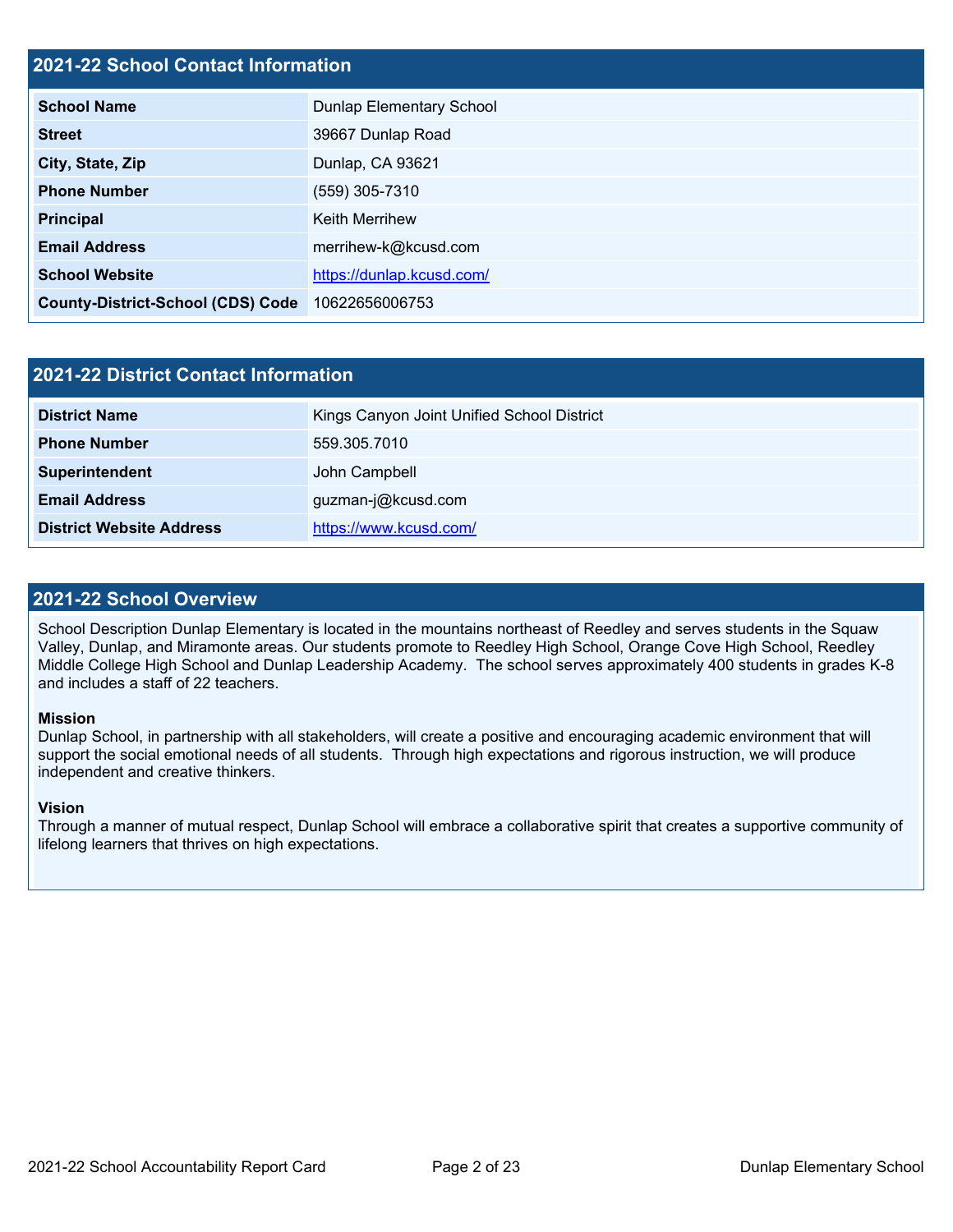## 2021-22 School Contact Information

| | |
|---|---|
| **School Name** | Dunlap Elementary School |
| **Street** | 39667 Dunlap Road |
| **City, State, Zip** | Dunlap, CA 93621 |
| **Phone Number** | (559) 305-7310 |
| **Principal** | Keith Merrihew |
| **Email Address** | merrihew-k@kcusd.com |
| **School Website** | https://dunlap.kcusd.com/ |
| **County-District-School (CDS) Code** | 10622656006753 |

## 2021-22 District Contact Information

| | |
|---|---|
| **District Name** | Kings Canyon Joint Unified School District |
| **Phone Number** | 559.305.7010 |
| **Superintendent** | John Campbell |
| **Email Address** | guzman-j@kcusd.com |
| **District Website Address** | https://www.kcusd.com/ |

## 2021-22 School Overview

School Description Dunlap Elementary is located in the mountains northeast of Reedley and serves students in the Squaw Valley, Dunlap, and Miramonte areas. Our students promote to Reedley High School, Orange Cove High School, Reedley Middle College High School and Dunlap Leadership Academy. The school serves approximately 400 students in grades K-8 and includes a staff of 22 teachers.

**Mission**
Dunlap School, in partnership with all stakeholders, will create a positive and encouraging academic environment that will support the social emotional needs of all students. Through high expectations and rigorous instruction, we will produce independent and creative thinkers.

**Vision**
Through a manner of mutual respect, Dunlap School will embrace a collaborative spirit that creates a supportive community of lifelong learners that thrives on high expectations.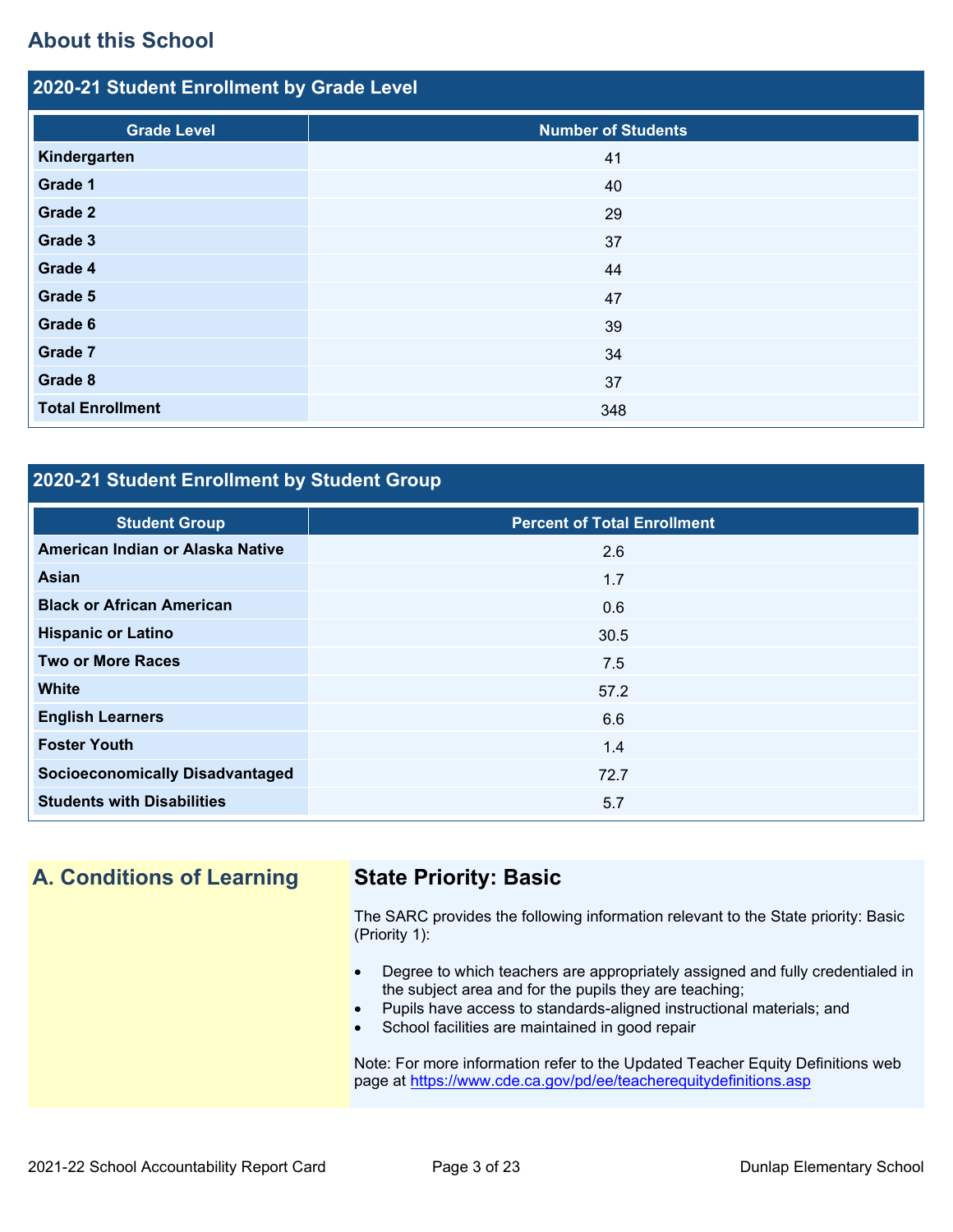## About this School

### 2020-21 Student Enrollment by Grade Level

| Grade Level | Number of Students |
|---|---|
| **Kindergarten** | 41 |
| **Grade 1** | 40 |
| **Grade 2** | 29 |
| **Grade 3** | 37 |
| **Grade 4** | 44 |
| **Grade 5** | 47 |
| **Grade 6** | 39 |
| **Grade 7** | 34 |
| **Grade 8** | 37 |
| **Total Enrollment** | 348 |

### 2020-21 Student Enrollment by Student Group

| Student Group | Percent of Total Enrollment |
|---|---|
| **American Indian or Alaska Native** | 2.6 |
| **Asian** | 1.7 |
| **Black or African American** | 0.6 |
| **Hispanic or Latino** | 30.5 |
| **Two or More Races** | 7.5 |
| **White** | 57.2 |
| **English Learners** | 6.6 |
| **Foster Youth** | 1.4 |
| **Socioeconomically Disadvantaged** | 72.7 |
| **Students with Disabilities** | 5.7 |

## A. Conditions of Learning

### State Priority: Basic

The SARC provides the following information relevant to the State priority: Basic (Priority 1):

- Degree to which teachers are appropriately assigned and fully credentialed in the subject area and for the pupils they are teaching;
- Pupils have access to standards-aligned instructional materials; and
- School facilities are maintained in good repair

Note: For more information refer to the Updated Teacher Equity Definitions web page at https://www.cde.ca.gov/pd/ee/teacherequitydefinitions.asp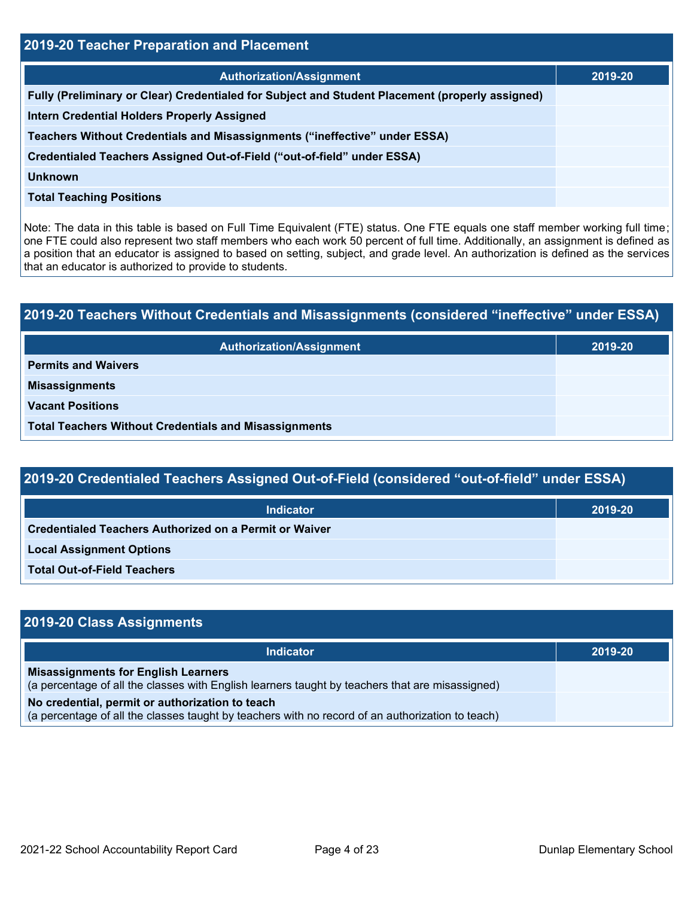## 2019-20 Teacher Preparation and Placement

| Authorization/Assignment | 2019-20 |
| --- | --- |
| Fully (Preliminary or Clear) Credentialed for Subject and Student Placement (properly assigned) | |
| Intern Credential Holders Properly Assigned | |
| Teachers Without Credentials and Misassignments ("ineffective" under ESSA) | |
| Credentialed Teachers Assigned Out-of-Field ("out-of-field" under ESSA) | |
| Unknown | |
| Total Teaching Positions | |

Note: The data in this table is based on Full Time Equivalent (FTE) status. One FTE equals one staff member working full time; one FTE could also represent two staff members who each work 50 percent of full time. Additionally, an assignment is defined as a position that an educator is assigned to based on setting, subject, and grade level. An authorization is defined as the services that an educator is authorized to provide to students.

## 2019-20 Teachers Without Credentials and Misassignments (considered "ineffective" under ESSA)

| Authorization/Assignment | 2019-20 |
| --- | --- |
| Permits and Waivers | |
| Misassignments | |
| Vacant Positions | |
| Total Teachers Without Credentials and Misassignments | |

## 2019-20 Credentialed Teachers Assigned Out-of-Field (considered "out-of-field" under ESSA)

| Indicator | 2019-20 |
| --- | --- |
| Credentialed Teachers Authorized on a Permit or Waiver | |
| Local Assignment Options | |
| Total Out-of-Field Teachers | |

## 2019-20 Class Assignments

| Indicator | 2019-20 |
| --- | --- |
| **Misassignments for English Learners** (a percentage of all the classes with English learners taught by teachers that are misassigned) | |
| **No credential, permit or authorization to teach** (a percentage of all the classes taught by teachers with no record of an authorization to teach) | |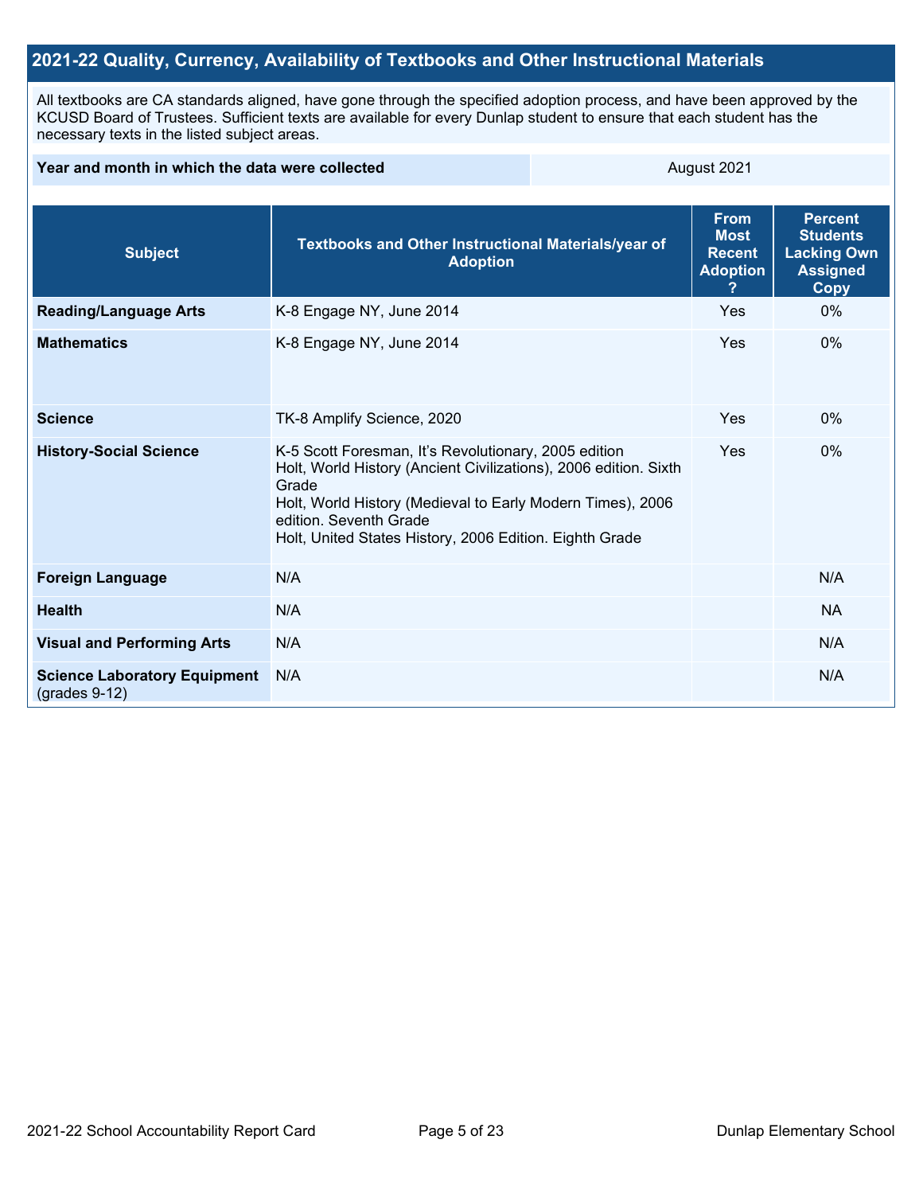## 2021-22 Quality, Currency, Availability of Textbooks and Other Instructional Materials

All textbooks are CA standards aligned, have gone through the specified adoption process, and have been approved by the KCUSD Board of Trustees. Sufficient texts are available for every Dunlap student to ensure that each student has the necessary texts in the listed subject areas.

| Year and month in which the data were collected | August 2021 |
|---|---|

| Subject | Textbooks and Other Instructional Materials/year of Adoption | From Most Recent Adoption ? | Percent Students Lacking Own Assigned Copy |
|---|---|---|---|
| **Reading/Language Arts** | K-8 Engage NY, June 2014 | Yes | 0% |
| **Mathematics** | K-8 Engage NY, June 2014 | Yes | 0% |
| **Science** | TK-8 Amplify Science, 2020 | Yes | 0% |
| **History-Social Science** | K-5 Scott Foresman, It's Revolutionary, 2005 edition<br>Holt, World History (Ancient Civilizations), 2006 edition. Sixth Grade<br>Holt, World History (Medieval to Early Modern Times), 2006 edition. Seventh Grade<br>Holt, United States History, 2006 Edition. Eighth Grade | Yes | 0% |
| **Foreign Language** | N/A | | N/A |
| **Health** | N/A | | NA |
| **Visual and Performing Arts** | N/A | | N/A |
| **Science Laboratory Equipment** (grades 9-12) | N/A | | N/A |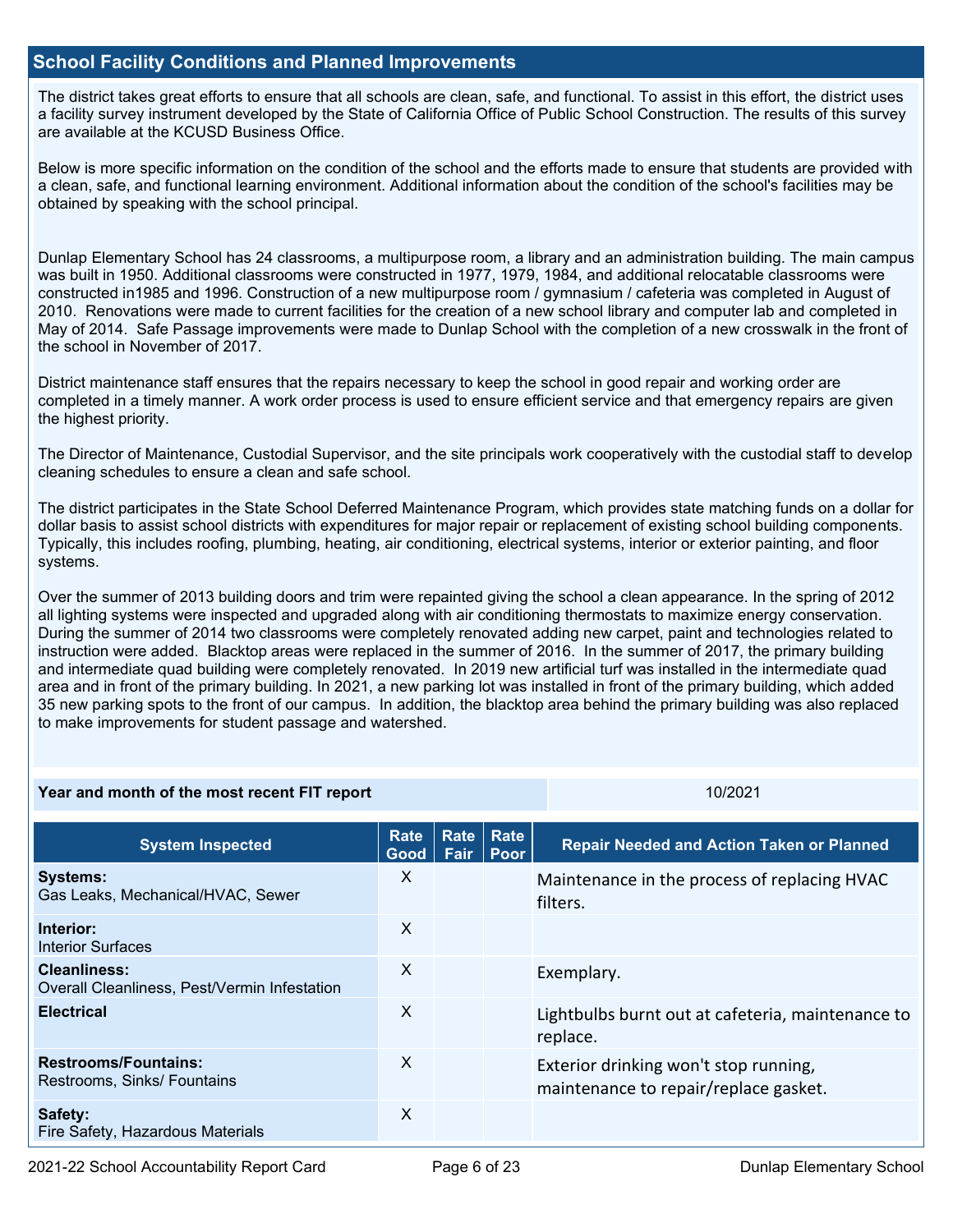## School Facility Conditions and Planned Improvements

The district takes great efforts to ensure that all schools are clean, safe, and functional. To assist in this effort, the district uses a facility survey instrument developed by the State of California Office of Public School Construction. The results of this survey are available at the KCUSD Business Office.

Below is more specific information on the condition of the school and the efforts made to ensure that students are provided with a clean, safe, and functional learning environment. Additional information about the condition of the school's facilities may be obtained by speaking with the school principal.

Dunlap Elementary School has 24 classrooms, a multipurpose room, a library and an administration building. The main campus was built in 1950. Additional classrooms were constructed in 1977, 1979, 1984, and additional relocatable classrooms were constructed in1985 and 1996. Construction of a new multipurpose room / gymnasium / cafeteria was completed in August of 2010. Renovations were made to current facilities for the creation of a new school library and computer lab and completed in May of 2014. Safe Passage improvements were made to Dunlap School with the completion of a new crosswalk in the front of the school in November of 2017.

District maintenance staff ensures that the repairs necessary to keep the school in good repair and working order are completed in a timely manner. A work order process is used to ensure efficient service and that emergency repairs are given the highest priority.

The Director of Maintenance, Custodial Supervisor, and the site principals work cooperatively with the custodial staff to develop cleaning schedules to ensure a clean and safe school.

The district participates in the State School Deferred Maintenance Program, which provides state matching funds on a dollar for dollar basis to assist school districts with expenditures for major repair or replacement of existing school building components. Typically, this includes roofing, plumbing, heating, air conditioning, electrical systems, interior or exterior painting, and floor systems.

Over the summer of 2013 building doors and trim were repainted giving the school a clean appearance. In the spring of 2012 all lighting systems were inspected and upgraded along with air conditioning thermostats to maximize energy conservation. During the summer of 2014 two classrooms were completely renovated adding new carpet, paint and technologies related to instruction were added. Blacktop areas were replaced in the summer of 2016. In the summer of 2017, the primary building and intermediate quad building were completely renovated. In 2019 new artificial turf was installed in the intermediate quad area and in front of the primary building. In 2021, a new parking lot was installed in front of the primary building, which added 35 new parking spots to the front of our campus. In addition, the blacktop area behind the primary building was also replaced to make improvements for student passage and watershed.

| Year and month of the most recent FIT report | 10/2021 |
|---|---|

| System Inspected | Rate Good | Rate Fair | Rate Poor | Repair Needed and Action Taken or Planned |
|---|---|---|---|---|
| **Systems:** Gas Leaks, Mechanical/HVAC, Sewer | X | | | Maintenance in the process of replacing HVAC filters. |
| **Interior:** Interior Surfaces | X | | | |
| **Cleanliness:** Overall Cleanliness, Pest/Vermin Infestation | X | | | Exemplary. |
| **Electrical** | X | | | Lightbulbs burnt out at cafeteria, maintenance to replace. |
| **Restrooms/Fountains:** Restrooms, Sinks/ Fountains | X | | | Exterior drinking won't stop running, maintenance to repair/replace gasket. |
| **Safety:** Fire Safety, Hazardous Materials | X | | | |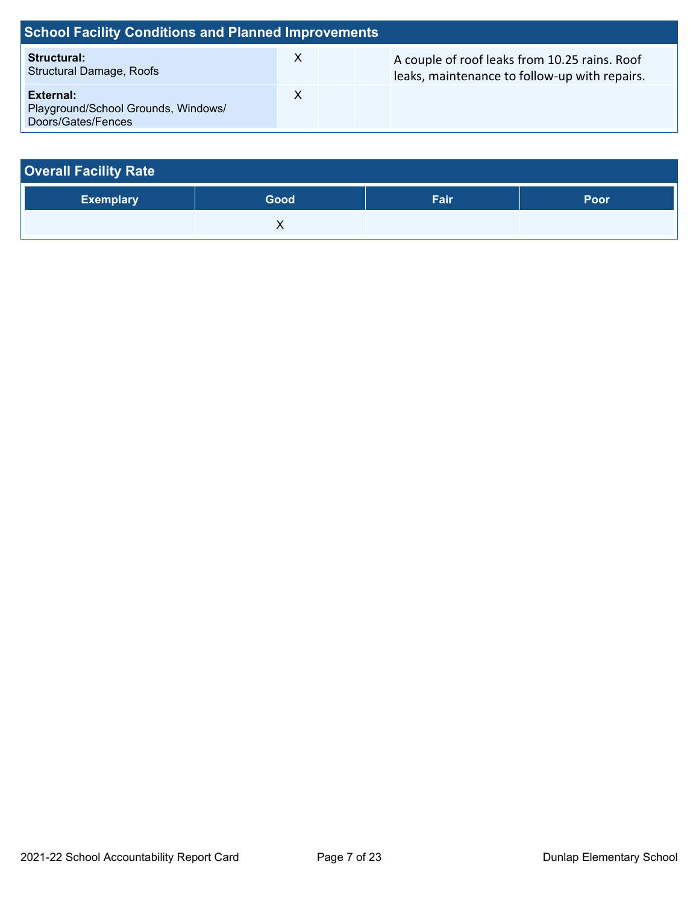## School Facility Conditions and Planned Improvements

| | | | | |
|---|---|---|---|---|
| **Structural:** Structural Damage, Roofs | X | | | A couple of roof leaks from 10.25 rains. Roof leaks, maintenance to follow-up with repairs. |
| **External:** Playground/School Grounds, Windows/ Doors/Gates/Fences | X | | | |

## Overall Facility Rate

| Exemplary | Good | Fair | Poor |
|---|---|---|---|
| | X | | |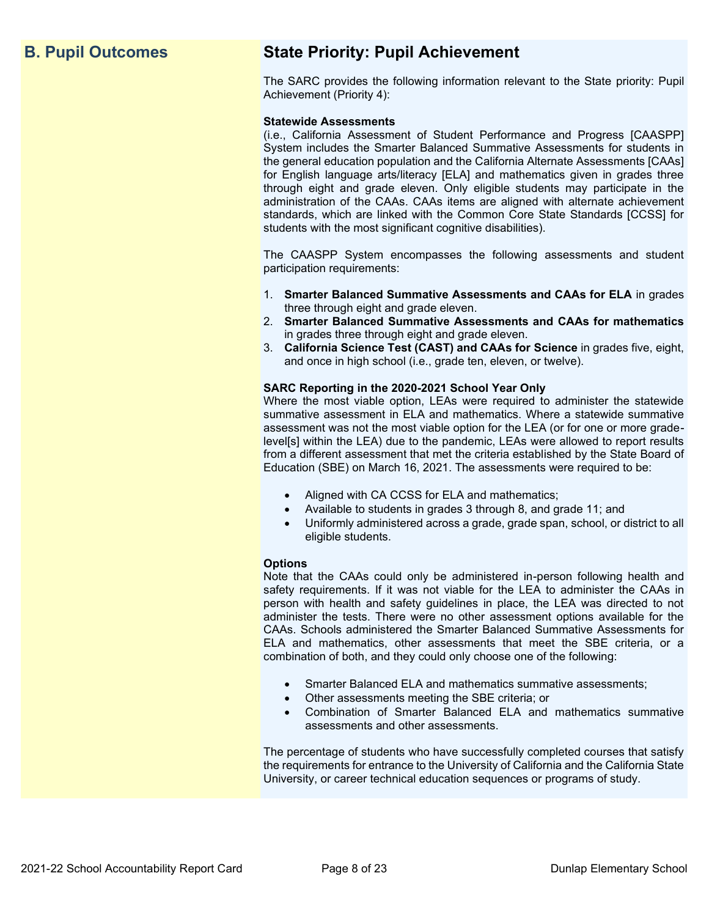## B. Pupil Outcomes

## State Priority: Pupil Achievement

The SARC provides the following information relevant to the State priority: Pupil Achievement (Priority 4):

**Statewide Assessments**
(i.e., California Assessment of Student Performance and Progress [CAASPP] System includes the Smarter Balanced Summative Assessments for students in the general education population and the California Alternate Assessments [CAAs] for English language arts/literacy [ELA] and mathematics given in grades three through eight and grade eleven. Only eligible students may participate in the administration of the CAAs. CAAs items are aligned with alternate achievement standards, which are linked with the Common Core State Standards [CCSS] for students with the most significant cognitive disabilities).

The CAASPP System encompasses the following assessments and student participation requirements:

1. **Smarter Balanced Summative Assessments and CAAs for ELA** in grades three through eight and grade eleven.
2. **Smarter Balanced Summative Assessments and CAAs for mathematics** in grades three through eight and grade eleven.
3. **California Science Test (CAST) and CAAs for Science** in grades five, eight, and once in high school (i.e., grade ten, eleven, or twelve).

**SARC Reporting in the 2020-2021 School Year Only**
Where the most viable option, LEAs were required to administer the statewide summative assessment in ELA and mathematics. Where a statewide summative assessment was not the most viable option for the LEA (or for one or more grade-level[s] within the LEA) due to the pandemic, LEAs were allowed to report results from a different assessment that met the criteria established by the State Board of Education (SBE) on March 16, 2021. The assessments were required to be:

- Aligned with CA CCSS for ELA and mathematics;
- Available to students in grades 3 through 8, and grade 11; and
- Uniformly administered across a grade, grade span, school, or district to all eligible students.

**Options**
Note that the CAAs could only be administered in-person following health and safety requirements. If it was not viable for the LEA to administer the CAAs in person with health and safety guidelines in place, the LEA was directed to not administer the tests. There were no other assessment options available for the CAAs. Schools administered the Smarter Balanced Summative Assessments for ELA and mathematics, other assessments that meet the SBE criteria, or a combination of both, and they could only choose one of the following:

- Smarter Balanced ELA and mathematics summative assessments;
- Other assessments meeting the SBE criteria; or
- Combination of Smarter Balanced ELA and mathematics summative assessments and other assessments.

The percentage of students who have successfully completed courses that satisfy the requirements for entrance to the University of California and the California State University, or career technical education sequences or programs of study.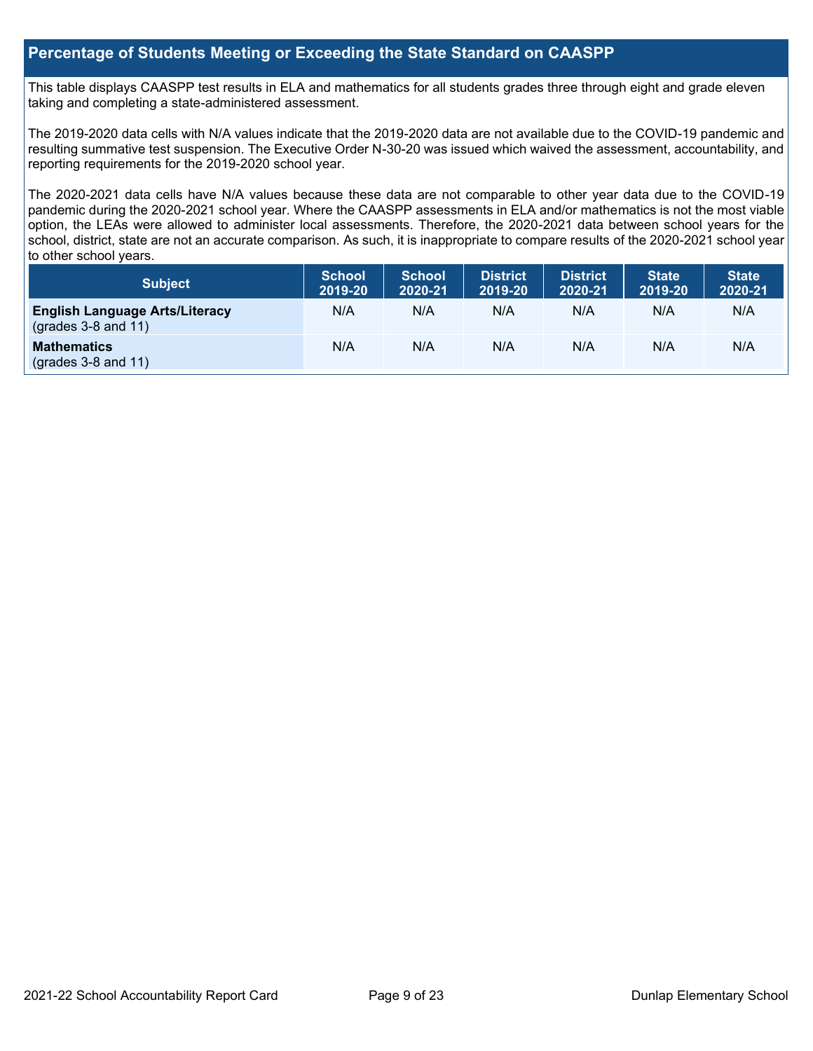## Percentage of Students Meeting or Exceeding the State Standard on CAASPP

This table displays CAASPP test results in ELA and mathematics for all students grades three through eight and grade eleven taking and completing a state-administered assessment.

The 2019-2020 data cells with N/A values indicate that the 2019-2020 data are not available due to the COVID-19 pandemic and resulting summative test suspension. The Executive Order N-30-20 was issued which waived the assessment, accountability, and reporting requirements for the 2019-2020 school year.

The 2020-2021 data cells have N/A values because these data are not comparable to other year data due to the COVID-19 pandemic during the 2020-2021 school year. Where the CAASPP assessments in ELA and/or mathematics is not the most viable option, the LEAs were allowed to administer local assessments. Therefore, the 2020-2021 data between school years for the school, district, state are not an accurate comparison. As such, it is inappropriate to compare results of the 2020-2021 school year to other school years.

| Subject | School 2019-20 | School 2020-21 | District 2019-20 | District 2020-21 | State 2019-20 | State 2020-21 |
|---|---|---|---|---|---|---|
| **English Language Arts/Literacy** (grades 3-8 and 11) | N/A | N/A | N/A | N/A | N/A | N/A |
| **Mathematics** (grades 3-8 and 11) | N/A | N/A | N/A | N/A | N/A | N/A |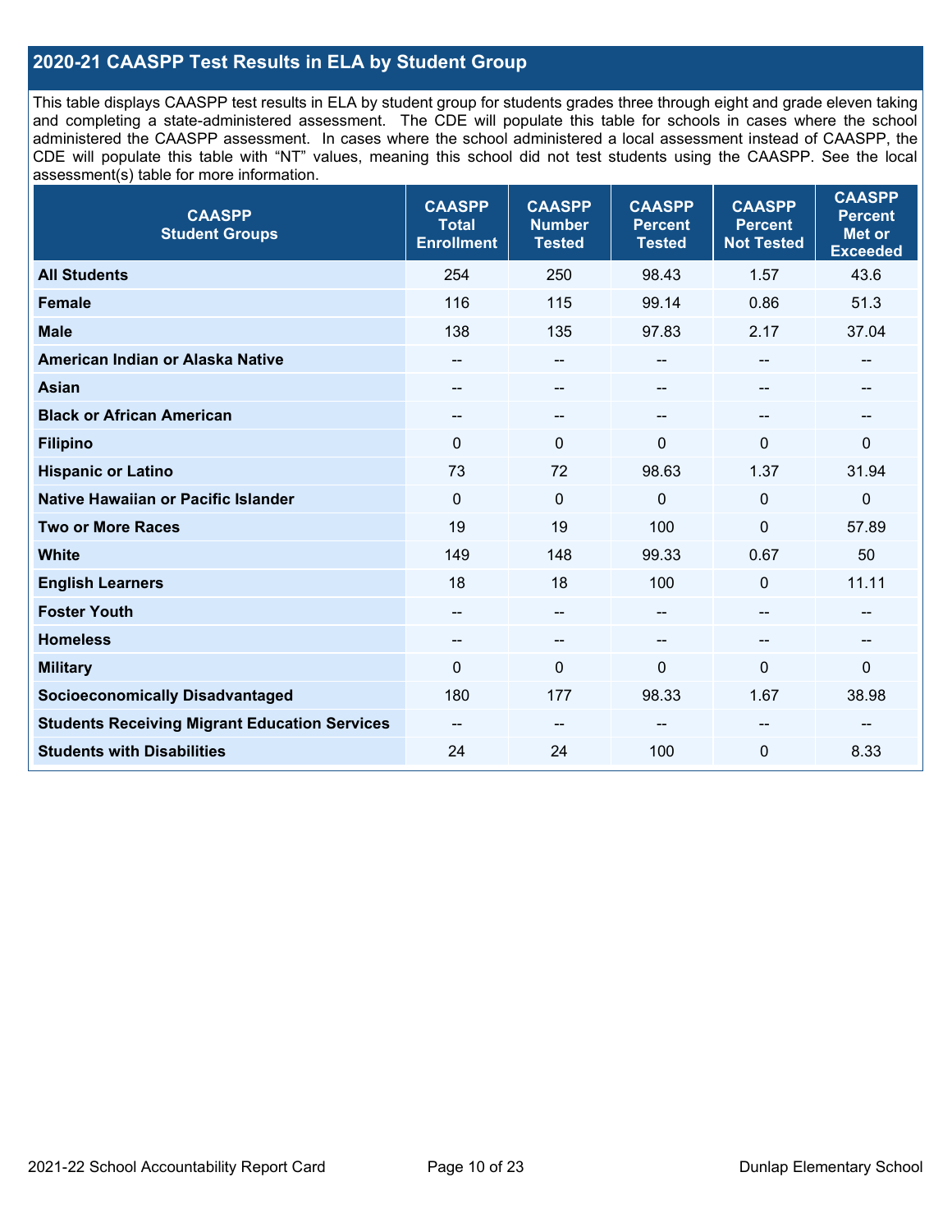## 2020-21 CAASPP Test Results in ELA by Student Group

This table displays CAASPP test results in ELA by student group for students grades three through eight and grade eleven taking and completing a state-administered assessment. The CDE will populate this table for schools in cases where the school administered the CAASPP assessment. In cases where the school administered a local assessment instead of CAASPP, the CDE will populate this table with "NT" values, meaning this school did not test students using the CAASPP. See the local assessment(s) table for more information.

| CAASPP Student Groups | CAASPP Total Enrollment | CAASPP Number Tested | CAASPP Percent Tested | CAASPP Percent Not Tested | CAASPP Percent Met or Exceeded |
|---|---|---|---|---|---|
| **All Students** | 254 | 250 | 98.43 | 1.57 | 43.6 |
| **Female** | 116 | 115 | 99.14 | 0.86 | 51.3 |
| **Male** | 138 | 135 | 97.83 | 2.17 | 37.04 |
| **American Indian or Alaska Native** | -- | -- | -- | -- | -- |
| **Asian** | -- | -- | -- | -- | -- |
| **Black or African American** | -- | -- | -- | -- | -- |
| **Filipino** | 0 | 0 | 0 | 0 | 0 |
| **Hispanic or Latino** | 73 | 72 | 98.63 | 1.37 | 31.94 |
| **Native Hawaiian or Pacific Islander** | 0 | 0 | 0 | 0 | 0 |
| **Two or More Races** | 19 | 19 | 100 | 0 | 57.89 |
| **White** | 149 | 148 | 99.33 | 0.67 | 50 |
| **English Learners** | 18 | 18 | 100 | 0 | 11.11 |
| **Foster Youth** | -- | -- | -- | -- | -- |
| **Homeless** | -- | -- | -- | -- | -- |
| **Military** | 0 | 0 | 0 | 0 | 0 |
| **Socioeconomically Disadvantaged** | 180 | 177 | 98.33 | 1.67 | 38.98 |
| **Students Receiving Migrant Education Services** | -- | -- | -- | -- | -- |
| **Students with Disabilities** | 24 | 24 | 100 | 0 | 8.33 |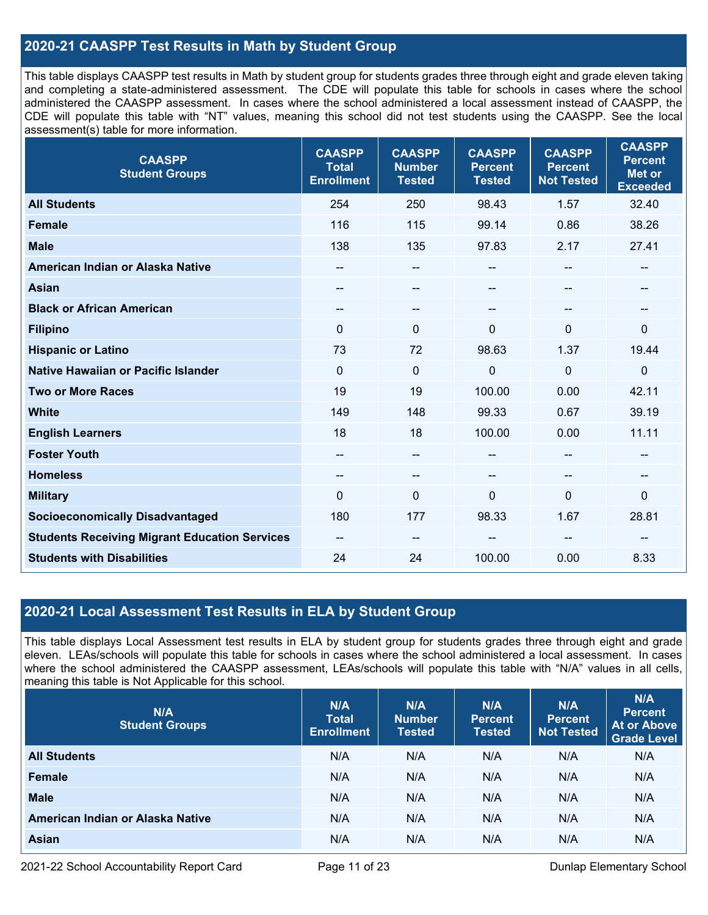## 2020-21 CAASPP Test Results in Math by Student Group

This table displays CAASPP test results in Math by student group for students grades three through eight and grade eleven taking and completing a state-administered assessment. The CDE will populate this table for schools in cases where the school administered the CAASPP assessment. In cases where the school administered a local assessment instead of CAASPP, the CDE will populate this table with "NT" values, meaning this school did not test students using the CAASPP. See the local assessment(s) table for more information.

| CAASPP Student Groups | CAASPP Total Enrollment | CAASPP Number Tested | CAASPP Percent Tested | CAASPP Percent Not Tested | CAASPP Percent Met or Exceeded |
|---|---|---|---|---|---|
| **All Students** | 254 | 250 | 98.43 | 1.57 | 32.40 |
| **Female** | 116 | 115 | 99.14 | 0.86 | 38.26 |
| **Male** | 138 | 135 | 97.83 | 2.17 | 27.41 |
| **American Indian or Alaska Native** | -- | -- | -- | -- | -- |
| **Asian** | -- | -- | -- | -- | -- |
| **Black or African American** | -- | -- | -- | -- | -- |
| **Filipino** | 0 | 0 | 0 | 0 | 0 |
| **Hispanic or Latino** | 73 | 72 | 98.63 | 1.37 | 19.44 |
| **Native Hawaiian or Pacific Islander** | 0 | 0 | 0 | 0 | 0 |
| **Two or More Races** | 19 | 19 | 100.00 | 0.00 | 42.11 |
| **White** | 149 | 148 | 99.33 | 0.67 | 39.19 |
| **English Learners** | 18 | 18 | 100.00 | 0.00 | 11.11 |
| **Foster Youth** | -- | -- | -- | -- | -- |
| **Homeless** | -- | -- | -- | -- | -- |
| **Military** | 0 | 0 | 0 | 0 | 0 |
| **Socioeconomically Disadvantaged** | 180 | 177 | 98.33 | 1.67 | 28.81 |
| **Students Receiving Migrant Education Services** | -- | -- | -- | -- | -- |
| **Students with Disabilities** | 24 | 24 | 100.00 | 0.00 | 8.33 |

## 2020-21 Local Assessment Test Results in ELA by Student Group

This table displays Local Assessment test results in ELA by student group for students grades three through eight and grade eleven. LEAs/schools will populate this table for schools in cases where the school administered a local assessment. In cases where the school administered the CAASPP assessment, LEAs/schools will populate this table with "N/A" values in all cells, meaning this table is Not Applicable for this school.

| N/A Student Groups | N/A Total Enrollment | N/A Number Tested | N/A Percent Tested | N/A Percent Not Tested | N/A Percent At or Above Grade Level |
|---|---|---|---|---|---|
| **All Students** | N/A | N/A | N/A | N/A | N/A |
| **Female** | N/A | N/A | N/A | N/A | N/A |
| **Male** | N/A | N/A | N/A | N/A | N/A |
| **American Indian or Alaska Native** | N/A | N/A | N/A | N/A | N/A |
| **Asian** | N/A | N/A | N/A | N/A | N/A |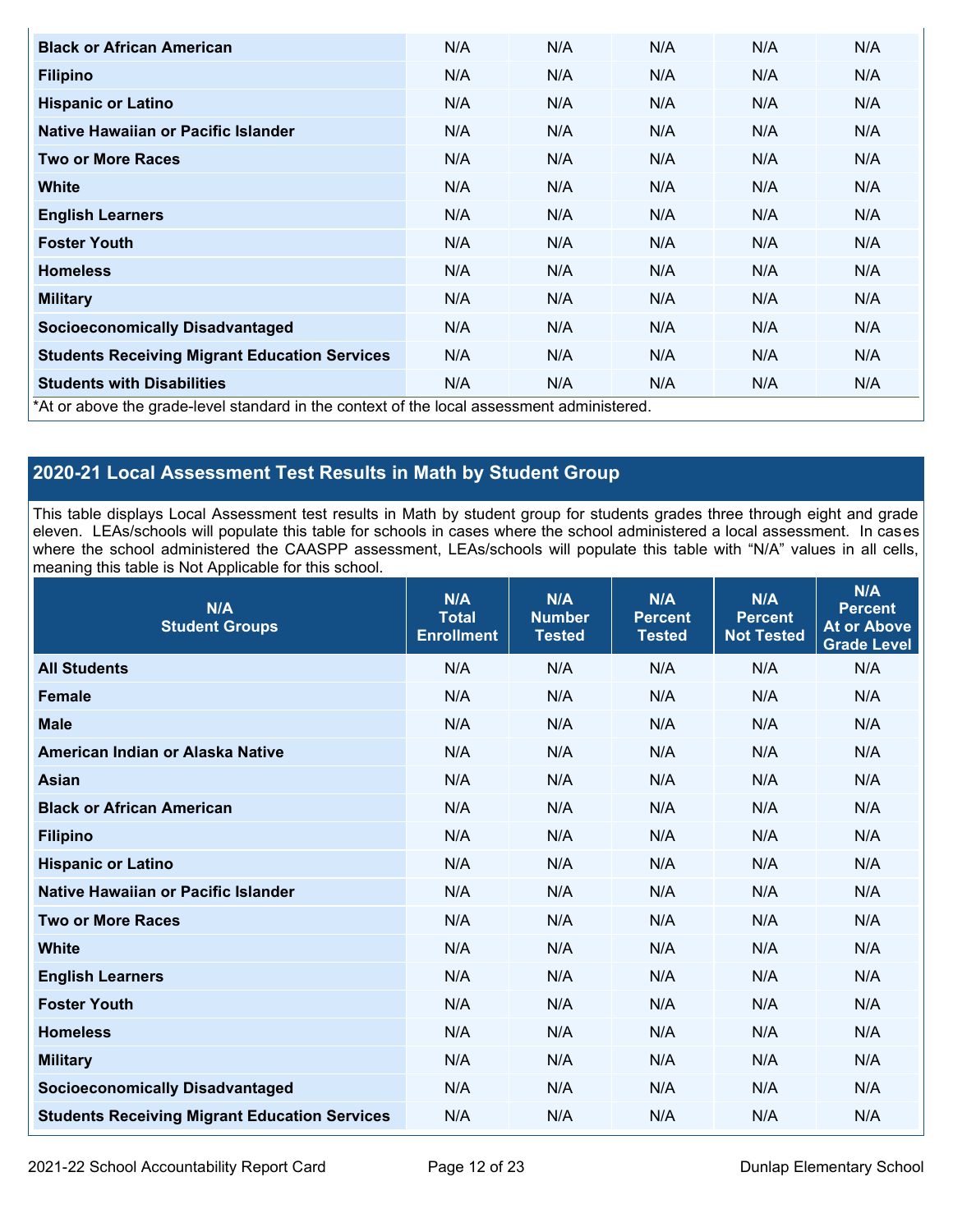| Student Groups | Total Enrollment | Number Tested | Percent Tested | Percent Not Tested | Percent At or Above Grade Level |
|---|---|---|---|---|---|
| **Black or African American** | N/A | N/A | N/A | N/A | N/A |
| **Filipino** | N/A | N/A | N/A | N/A | N/A |
| **Hispanic or Latino** | N/A | N/A | N/A | N/A | N/A |
| **Native Hawaiian or Pacific Islander** | N/A | N/A | N/A | N/A | N/A |
| **Two or More Races** | N/A | N/A | N/A | N/A | N/A |
| **White** | N/A | N/A | N/A | N/A | N/A |
| **English Learners** | N/A | N/A | N/A | N/A | N/A |
| **Foster Youth** | N/A | N/A | N/A | N/A | N/A |
| **Homeless** | N/A | N/A | N/A | N/A | N/A |
| **Military** | N/A | N/A | N/A | N/A | N/A |
| **Socioeconomically Disadvantaged** | N/A | N/A | N/A | N/A | N/A |
| **Students Receiving Migrant Education Services** | N/A | N/A | N/A | N/A | N/A |
| **Students with Disabilities** | N/A | N/A | N/A | N/A | N/A |

*At or above the grade-level standard in the context of the local assessment administered.

## 2020-21 Local Assessment Test Results in Math by Student Group

This table displays Local Assessment test results in Math by student group for students grades three through eight and grade eleven. LEAs/schools will populate this table for schools in cases where the school administered a local assessment. In cases where the school administered the CAASPP assessment, LEAs/schools will populate this table with "N/A" values in all cells, meaning this table is Not Applicable for this school.

| N/A Student Groups | N/A Total Enrollment | N/A Number Tested | N/A Percent Tested | N/A Percent Not Tested | N/A Percent At or Above Grade Level |
|---|---|---|---|---|---|
| **All Students** | N/A | N/A | N/A | N/A | N/A |
| **Female** | N/A | N/A | N/A | N/A | N/A |
| **Male** | N/A | N/A | N/A | N/A | N/A |
| **American Indian or Alaska Native** | N/A | N/A | N/A | N/A | N/A |
| **Asian** | N/A | N/A | N/A | N/A | N/A |
| **Black or African American** | N/A | N/A | N/A | N/A | N/A |
| **Filipino** | N/A | N/A | N/A | N/A | N/A |
| **Hispanic or Latino** | N/A | N/A | N/A | N/A | N/A |
| **Native Hawaiian or Pacific Islander** | N/A | N/A | N/A | N/A | N/A |
| **Two or More Races** | N/A | N/A | N/A | N/A | N/A |
| **White** | N/A | N/A | N/A | N/A | N/A |
| **English Learners** | N/A | N/A | N/A | N/A | N/A |
| **Foster Youth** | N/A | N/A | N/A | N/A | N/A |
| **Homeless** | N/A | N/A | N/A | N/A | N/A |
| **Military** | N/A | N/A | N/A | N/A | N/A |
| **Socioeconomically Disadvantaged** | N/A | N/A | N/A | N/A | N/A |
| **Students Receiving Migrant Education Services** | N/A | N/A | N/A | N/A | N/A |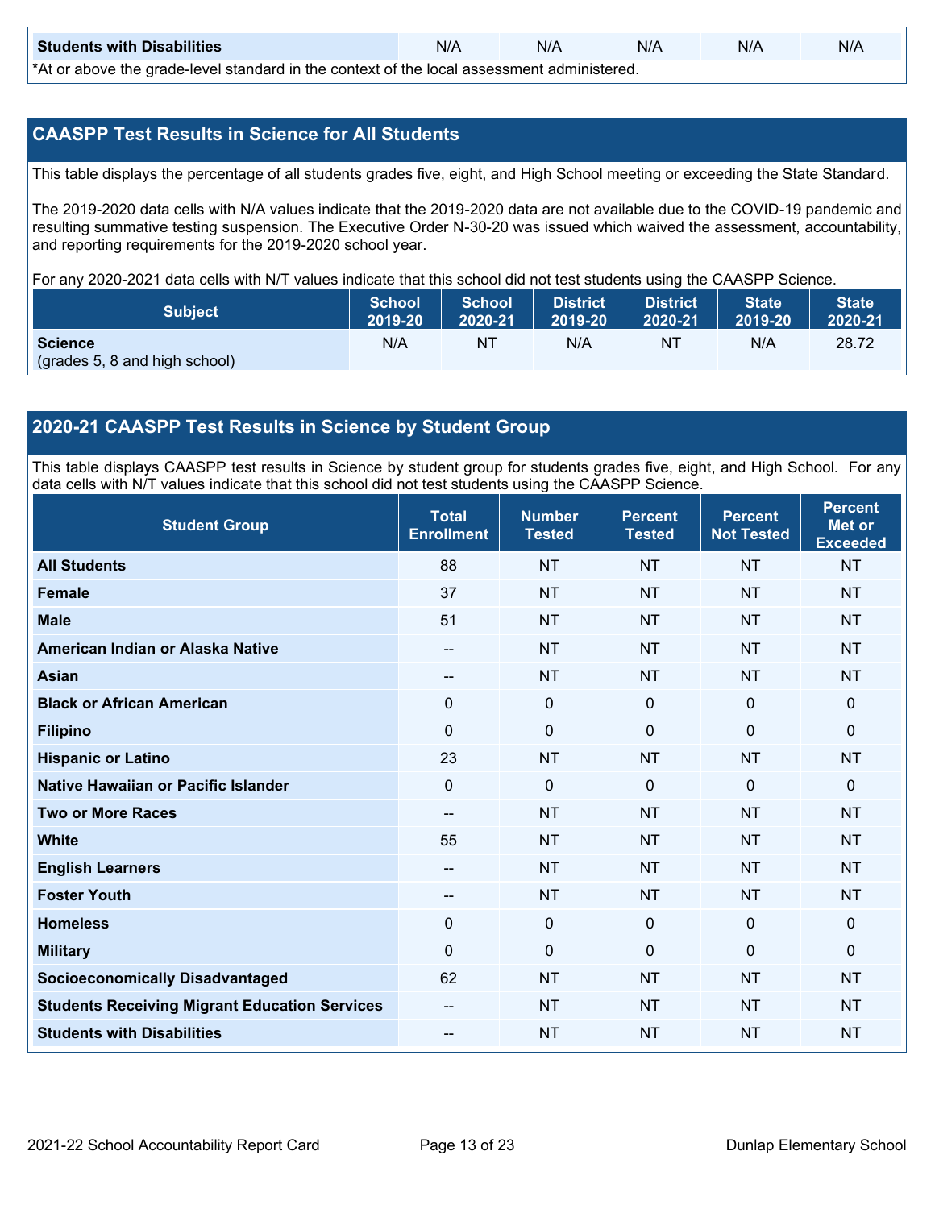| Students with Disabilities | N/A | N/A | N/A | N/A | N/A |
|---|---|---|---|---|---|

*At or above the grade-level standard in the context of the local assessment administered.

## CAASPP Test Results in Science for All Students

This table displays the percentage of all students grades five, eight, and High School meeting or exceeding the State Standard.

The 2019-2020 data cells with N/A values indicate that the 2019-2020 data are not available due to the COVID-19 pandemic and resulting summative testing suspension. The Executive Order N-30-20 was issued which waived the assessment, accountability, and reporting requirements for the 2019-2020 school year.

For any 2020-2021 data cells with N/T values indicate that this school did not test students using the CAASPP Science.

| Subject | School 2019-20 | School 2020-21 | District 2019-20 | District 2020-21 | State 2019-20 | State 2020-21 |
|---|---|---|---|---|---|---|
| **Science** (grades 5, 8 and high school) | N/A | NT | N/A | NT | N/A | 28.72 |

## 2020-21 CAASPP Test Results in Science by Student Group

This table displays CAASPP test results in Science by student group for students grades five, eight, and High School. For any data cells with N/T values indicate that this school did not test students using the CAASPP Science.

| Student Group | Total Enrollment | Number Tested | Percent Tested | Percent Not Tested | Percent Met or Exceeded |
|---|---|---|---|---|---|
| **All Students** | 88 | NT | NT | NT | NT |
| **Female** | 37 | NT | NT | NT | NT |
| **Male** | 51 | NT | NT | NT | NT |
| **American Indian or Alaska Native** | -- | NT | NT | NT | NT |
| **Asian** | -- | NT | NT | NT | NT |
| **Black or African American** | 0 | 0 | 0 | 0 | 0 |
| **Filipino** | 0 | 0 | 0 | 0 | 0 |
| **Hispanic or Latino** | 23 | NT | NT | NT | NT |
| **Native Hawaiian or Pacific Islander** | 0 | 0 | 0 | 0 | 0 |
| **Two or More Races** | -- | NT | NT | NT | NT |
| **White** | 55 | NT | NT | NT | NT |
| **English Learners** | -- | NT | NT | NT | NT |
| **Foster Youth** | -- | NT | NT | NT | NT |
| **Homeless** | 0 | 0 | 0 | 0 | 0 |
| **Military** | 0 | 0 | 0 | 0 | 0 |
| **Socioeconomically Disadvantaged** | 62 | NT | NT | NT | NT |
| **Students Receiving Migrant Education Services** | -- | NT | NT | NT | NT |
| **Students with Disabilities** | -- | NT | NT | NT | NT |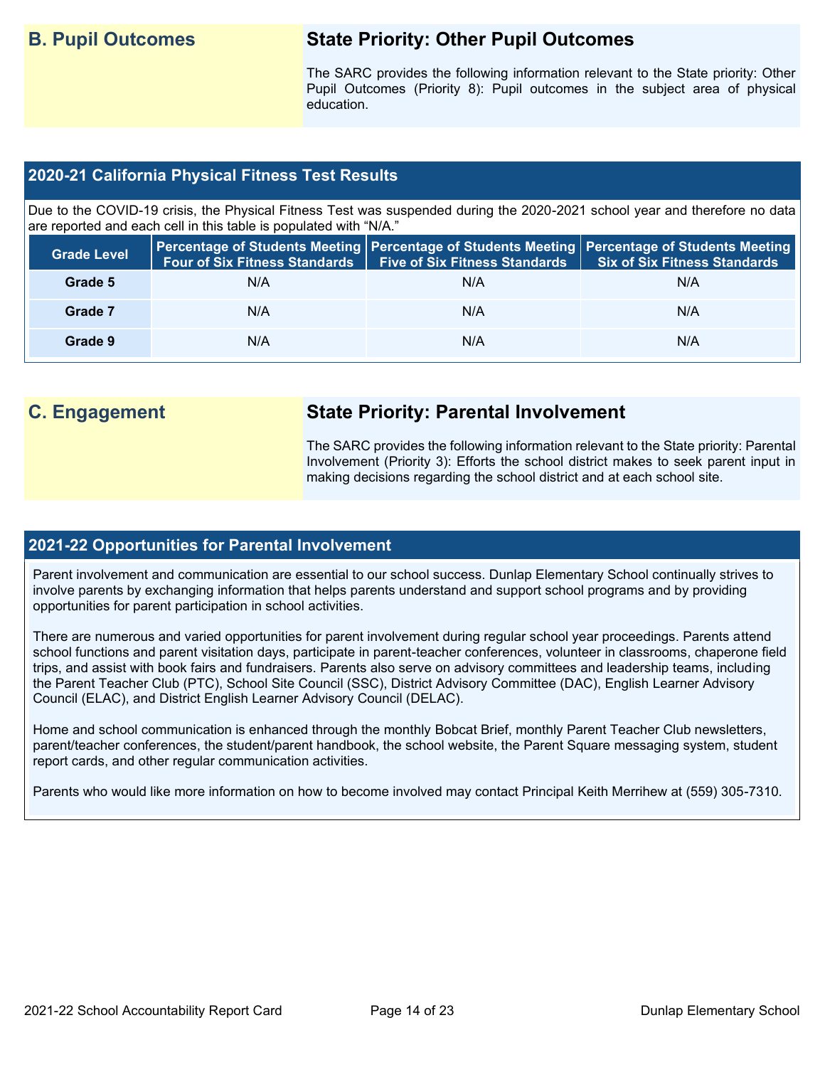## B. Pupil Outcomes

### State Priority: Other Pupil Outcomes

The SARC provides the following information relevant to the State priority: Other Pupil Outcomes (Priority 8): Pupil outcomes in the subject area of physical education.

### 2020-21 California Physical Fitness Test Results

Due to the COVID-19 crisis, the Physical Fitness Test was suspended during the 2020-2021 school year and therefore no data are reported and each cell in this table is populated with "N/A."

| Grade Level | Percentage of Students Meeting Four of Six Fitness Standards | Percentage of Students Meeting Five of Six Fitness Standards | Percentage of Students Meeting Six of Six Fitness Standards |
|---|---|---|---|
| Grade 5 | N/A | N/A | N/A |
| Grade 7 | N/A | N/A | N/A |
| Grade 9 | N/A | N/A | N/A |

## C. Engagement

### State Priority: Parental Involvement

The SARC provides the following information relevant to the State priority: Parental Involvement (Priority 3): Efforts the school district makes to seek parent input in making decisions regarding the school district and at each school site.

### 2021-22 Opportunities for Parental Involvement

Parent involvement and communication are essential to our school success. Dunlap Elementary School continually strives to involve parents by exchanging information that helps parents understand and support school programs and by providing opportunities for parent participation in school activities.

There are numerous and varied opportunities for parent involvement during regular school year proceedings. Parents attend school functions and parent visitation days, participate in parent-teacher conferences, volunteer in classrooms, chaperone field trips, and assist with book fairs and fundraisers. Parents also serve on advisory committees and leadership teams, including the Parent Teacher Club (PTC), School Site Council (SSC), District Advisory Committee (DAC), English Learner Advisory Council (ELAC), and District English Learner Advisory Council (DELAC).

Home and school communication is enhanced through the monthly Bobcat Brief, monthly Parent Teacher Club newsletters, parent/teacher conferences, the student/parent handbook, the school website, the Parent Square messaging system, student report cards, and other regular communication activities.

Parents who would like more information on how to become involved may contact Principal Keith Merrihew at (559) 305-7310.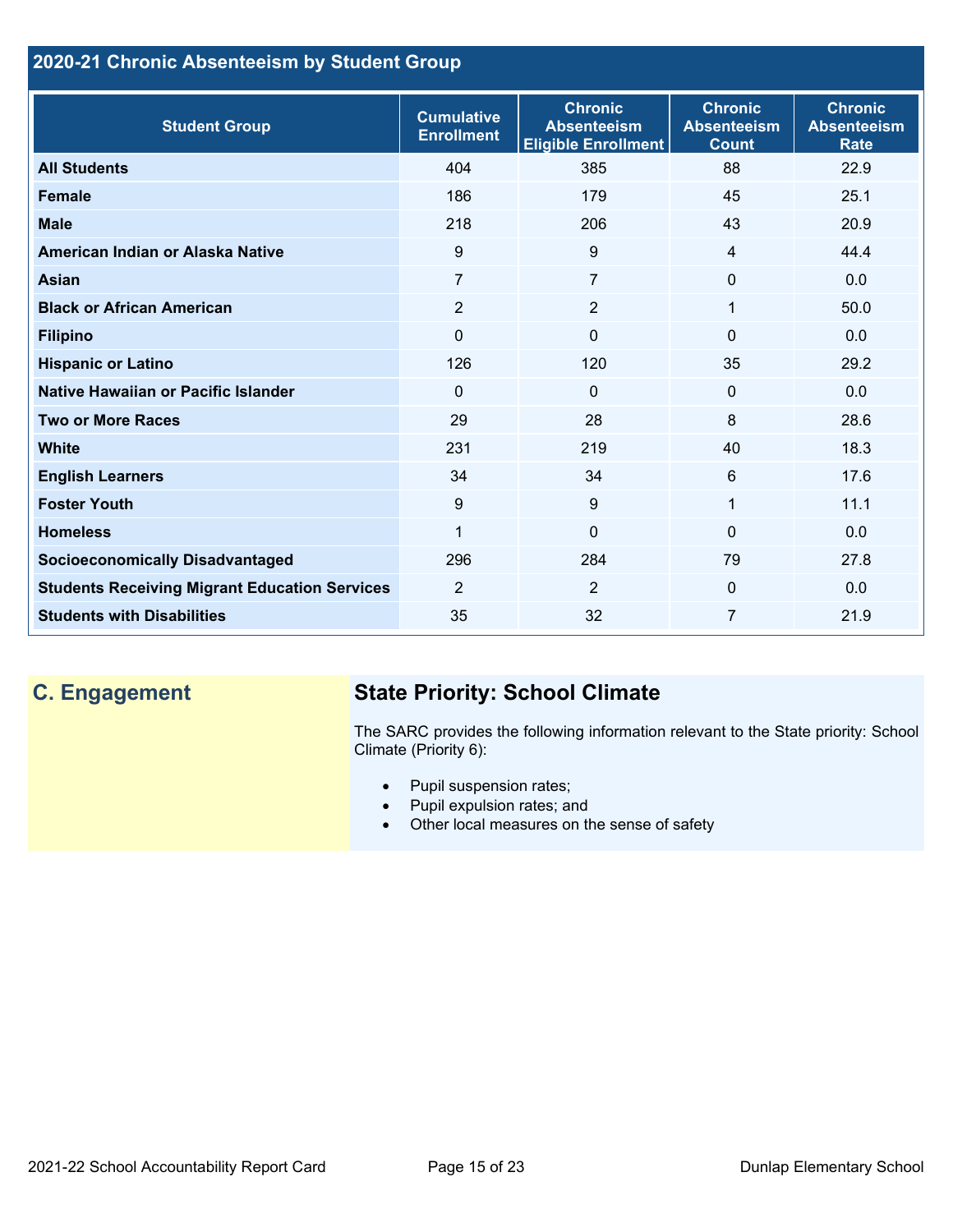## 2020-21 Chronic Absenteeism by Student Group

| Student Group | Cumulative Enrollment | Chronic Absenteeism Eligible Enrollment | Chronic Absenteeism Count | Chronic Absenteeism Rate |
|---|---|---|---|---|
| **All Students** | 404 | 385 | 88 | 22.9 |
| **Female** | 186 | 179 | 45 | 25.1 |
| **Male** | 218 | 206 | 43 | 20.9 |
| **American Indian or Alaska Native** | 9 | 9 | 4 | 44.4 |
| **Asian** | 7 | 7 | 0 | 0.0 |
| **Black or African American** | 2 | 2 | 1 | 50.0 |
| **Filipino** | 0 | 0 | 0 | 0.0 |
| **Hispanic or Latino** | 126 | 120 | 35 | 29.2 |
| **Native Hawaiian or Pacific Islander** | 0 | 0 | 0 | 0.0 |
| **Two or More Races** | 29 | 28 | 8 | 28.6 |
| **White** | 231 | 219 | 40 | 18.3 |
| **English Learners** | 34 | 34 | 6 | 17.6 |
| **Foster Youth** | 9 | 9 | 1 | 11.1 |
| **Homeless** | 1 | 0 | 0 | 0.0 |
| **Socioeconomically Disadvantaged** | 296 | 284 | 79 | 27.8 |
| **Students Receiving Migrant Education Services** | 2 | 2 | 0 | 0.0 |
| **Students with Disabilities** | 35 | 32 | 7 | 21.9 |

## C. Engagement

### State Priority: School Climate

The SARC provides the following information relevant to the State priority: School Climate (Priority 6):

- Pupil suspension rates;
- Pupil expulsion rates; and
- Other local measures on the sense of safety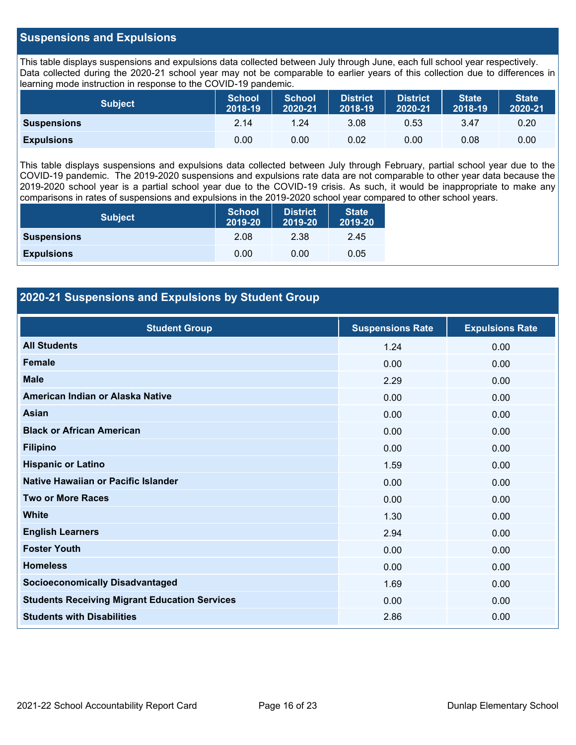## Suspensions and Expulsions

This table displays suspensions and expulsions data collected between July through June, each full school year respectively. Data collected during the 2020-21 school year may not be comparable to earlier years of this collection due to differences in learning mode instruction in response to the COVID-19 pandemic.

| Subject | School 2018-19 | School 2020-21 | District 2018-19 | District 2020-21 | State 2018-19 | State 2020-21 |
|---|---|---|---|---|---|---|
| **Suspensions** | 2.14 | 1.24 | 3.08 | 0.53 | 3.47 | 0.20 |
| **Expulsions** | 0.00 | 0.00 | 0.02 | 0.00 | 0.08 | 0.00 |

This table displays suspensions and expulsions data collected between July through February, partial school year due to the COVID-19 pandemic. The 2019-2020 suspensions and expulsions rate data are not comparable to other year data because the 2019-2020 school year is a partial school year due to the COVID-19 crisis. As such, it would be inappropriate to make any comparisons in rates of suspensions and expulsions in the 2019-2020 school year compared to other school years.

| Subject | School 2019-20 | District 2019-20 | State 2019-20 |
|---|---|---|---|
| **Suspensions** | 2.08 | 2.38 | 2.45 |
| **Expulsions** | 0.00 | 0.00 | 0.05 |

## 2020-21 Suspensions and Expulsions by Student Group

| Student Group | Suspensions Rate | Expulsions Rate |
|---|---|---|
| **All Students** | 1.24 | 0.00 |
| **Female** | 0.00 | 0.00 |
| **Male** | 2.29 | 0.00 |
| **American Indian or Alaska Native** | 0.00 | 0.00 |
| **Asian** | 0.00 | 0.00 |
| **Black or African American** | 0.00 | 0.00 |
| **Filipino** | 0.00 | 0.00 |
| **Hispanic or Latino** | 1.59 | 0.00 |
| **Native Hawaiian or Pacific Islander** | 0.00 | 0.00 |
| **Two or More Races** | 0.00 | 0.00 |
| **White** | 1.30 | 0.00 |
| **English Learners** | 2.94 | 0.00 |
| **Foster Youth** | 0.00 | 0.00 |
| **Homeless** | 0.00 | 0.00 |
| **Socioeconomically Disadvantaged** | 1.69 | 0.00 |
| **Students Receiving Migrant Education Services** | 0.00 | 0.00 |
| **Students with Disabilities** | 2.86 | 0.00 |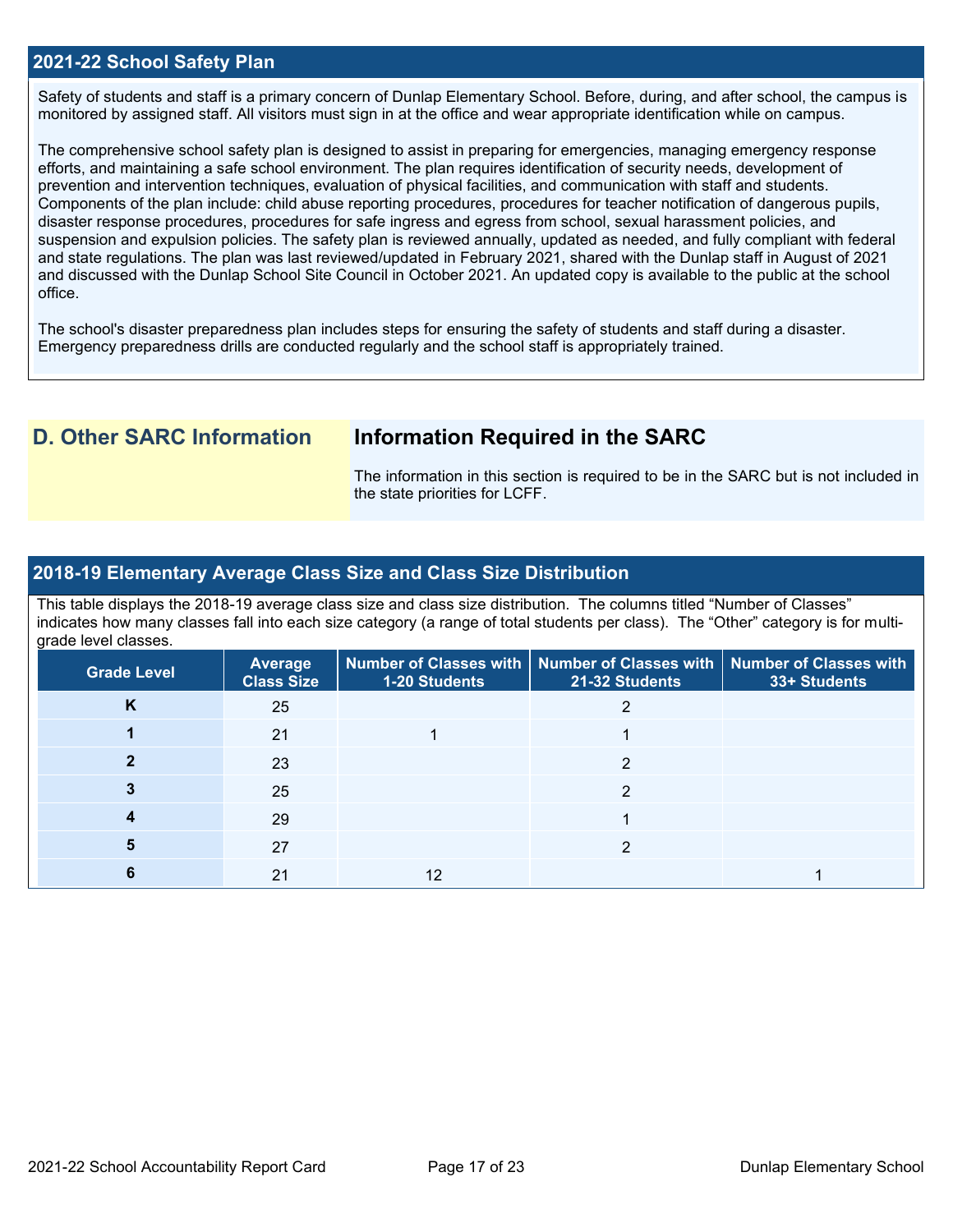## 2021-22 School Safety Plan

Safety of students and staff is a primary concern of Dunlap Elementary School. Before, during, and after school, the campus is monitored by assigned staff. All visitors must sign in at the office and wear appropriate identification while on campus.

The comprehensive school safety plan is designed to assist in preparing for emergencies, managing emergency response efforts, and maintaining a safe school environment. The plan requires identification of security needs, development of prevention and intervention techniques, evaluation of physical facilities, and communication with staff and students. Components of the plan include: child abuse reporting procedures, procedures for teacher notification of dangerous pupils, disaster response procedures, procedures for safe ingress and egress from school, sexual harassment policies, and suspension and expulsion policies. The safety plan is reviewed annually, updated as needed, and fully compliant with federal and state regulations. The plan was last reviewed/updated in February 2021, shared with the Dunlap staff in August of 2021 and discussed with the Dunlap School Site Council in October 2021. An updated copy is available to the public at the school office.

The school's disaster preparedness plan includes steps for ensuring the safety of students and staff during a disaster. Emergency preparedness drills are conducted regularly and the school staff is appropriately trained.

# D. Other SARC Information

## Information Required in the SARC

The information in this section is required to be in the SARC but is not included in the state priorities for LCFF.

## 2018-19 Elementary Average Class Size and Class Size Distribution

This table displays the 2018-19 average class size and class size distribution. The columns titled "Number of Classes" indicates how many classes fall into each size category (a range of total students per class). The "Other" category is for multi-grade level classes.

| Grade Level | Average Class Size | Number of Classes with 1-20 Students | Number of Classes with 21-32 Students | Number of Classes with 33+ Students |
|---|---|---|---|---|
| K | 25 | | 2 | |
| 1 | 21 | 1 | 1 | |
| 2 | 23 | | 2 | |
| 3 | 25 | | 2 | |
| 4 | 29 | | 1 | |
| 5 | 27 | | 2 | |
| 6 | 21 | 12 | | 1 |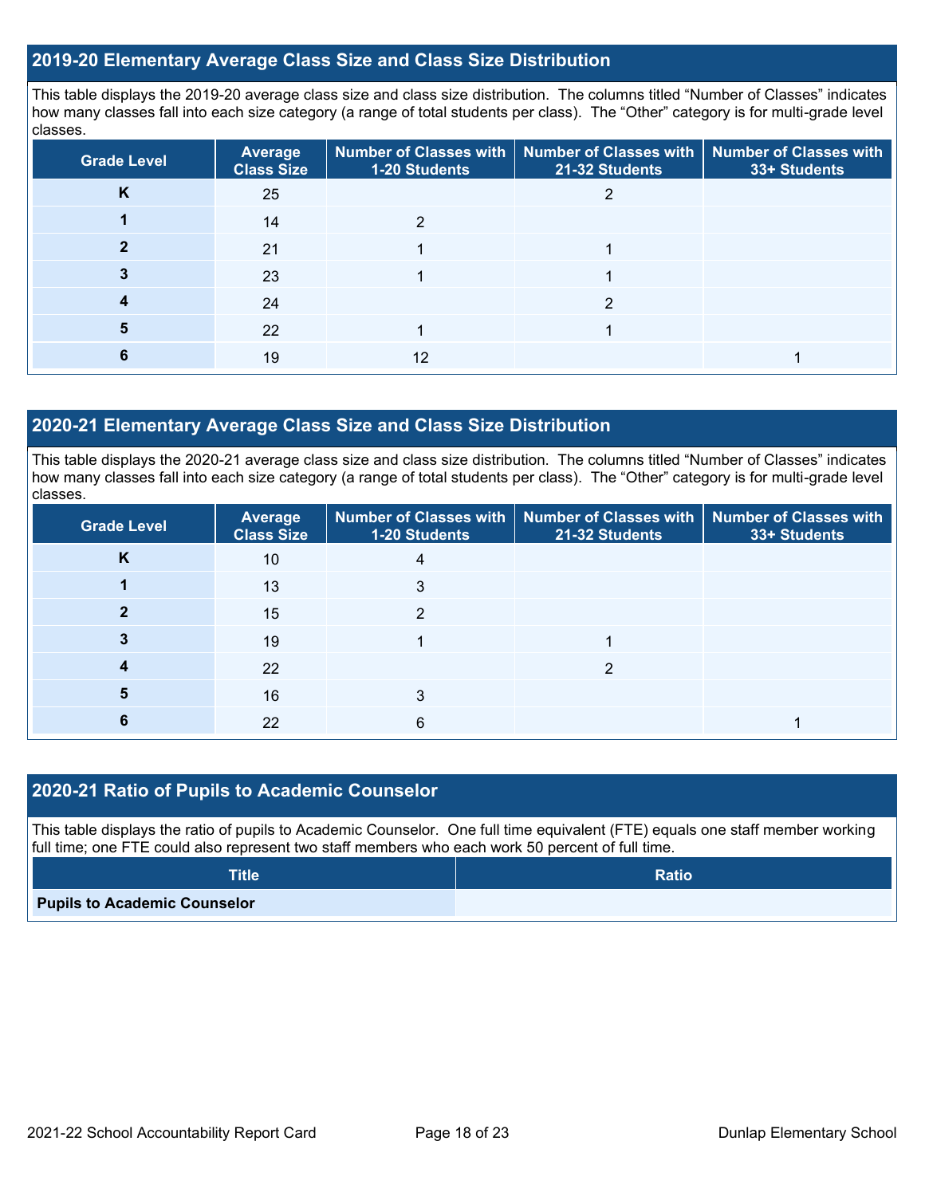## 2019-20 Elementary Average Class Size and Class Size Distribution

This table displays the 2019-20 average class size and class size distribution. The columns titled "Number of Classes" indicates how many classes fall into each size category (a range of total students per class). The "Other" category is for multi-grade level classes.

| Grade Level | Average Class Size | Number of Classes with 1-20 Students | Number of Classes with 21-32 Students | Number of Classes with 33+ Students |
|---|---|---|---|---|
| K | 25 | | 2 | |
| 1 | 14 | 2 | | |
| 2 | 21 | 1 | 1 | |
| 3 | 23 | 1 | 1 | |
| 4 | 24 | | 2 | |
| 5 | 22 | 1 | 1 | |
| 6 | 19 | 12 | | 1 |

## 2020-21 Elementary Average Class Size and Class Size Distribution

This table displays the 2020-21 average class size and class size distribution. The columns titled "Number of Classes" indicates how many classes fall into each size category (a range of total students per class). The "Other" category is for multi-grade level classes.

| Grade Level | Average Class Size | Number of Classes with 1-20 Students | Number of Classes with 21-32 Students | Number of Classes with 33+ Students |
|---|---|---|---|---|
| K | 10 | 4 | | |
| 1 | 13 | 3 | | |
| 2 | 15 | 2 | | |
| 3 | 19 | 1 | 1 | |
| 4 | 22 | | 2 | |
| 5 | 16 | 3 | | |
| 6 | 22 | 6 | | 1 |

## 2020-21 Ratio of Pupils to Academic Counselor

This table displays the ratio of pupils to Academic Counselor. One full time equivalent (FTE) equals one staff member working full time; one FTE could also represent two staff members who each work 50 percent of full time.

| Title | Ratio |
|---|---|
| **Pupils to Academic Counselor** | |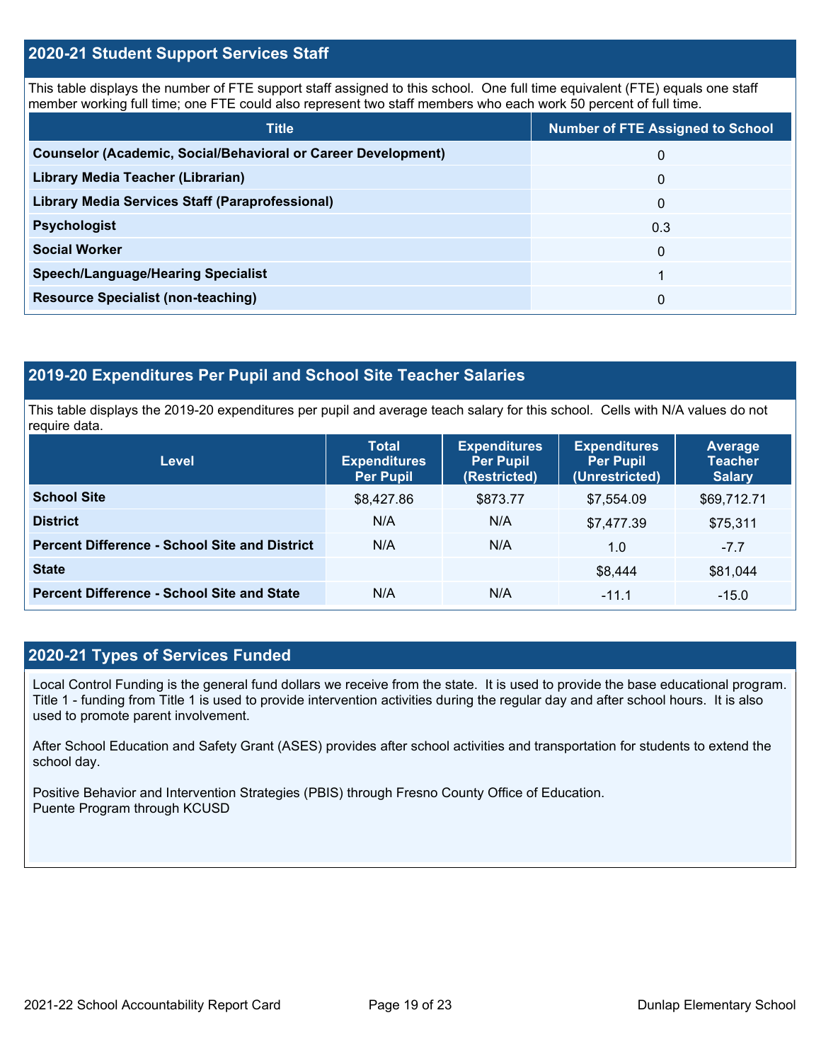## 2020-21 Student Support Services Staff

This table displays the number of FTE support staff assigned to this school. One full time equivalent (FTE) equals one staff member working full time; one FTE could also represent two staff members who each work 50 percent of full time.

| Title | Number of FTE Assigned to School |
| --- | --- |
| **Counselor (Academic, Social/Behavioral or Career Development)** | 0 |
| **Library Media Teacher (Librarian)** | 0 |
| **Library Media Services Staff (Paraprofessional)** | 0 |
| **Psychologist** | 0.3 |
| **Social Worker** | 0 |
| **Speech/Language/Hearing Specialist** | 1 |
| **Resource Specialist (non-teaching)** | 0 |

## 2019-20 Expenditures Per Pupil and School Site Teacher Salaries

This table displays the 2019-20 expenditures per pupil and average teach salary for this school. Cells with N/A values do not require data.

| Level | Total Expenditures Per Pupil | Expenditures Per Pupil (Restricted) | Expenditures Per Pupil (Unrestricted) | Average Teacher Salary |
| --- | --- | --- | --- | --- |
| **School Site** | $8,427.86 | $873.77 | $7,554.09 | $69,712.71 |
| **District** | N/A | N/A | $7,477.39 | $75,311 |
| **Percent Difference - School Site and District** | N/A | N/A | 1.0 | -7.7 |
| **State** | | | $8,444 | $81,044 |
| **Percent Difference - School Site and State** | N/A | N/A | -11.1 | -15.0 |

## 2020-21 Types of Services Funded

Local Control Funding is the general fund dollars we receive from the state. It is used to provide the base educational program. Title 1 - funding from Title 1 is used to provide intervention activities during the regular day and after school hours. It is also used to promote parent involvement.

After School Education and Safety Grant (ASES) provides after school activities and transportation for students to extend the school day.

Positive Behavior and Intervention Strategies (PBIS) through Fresno County Office of Education.
Puente Program through KCUSD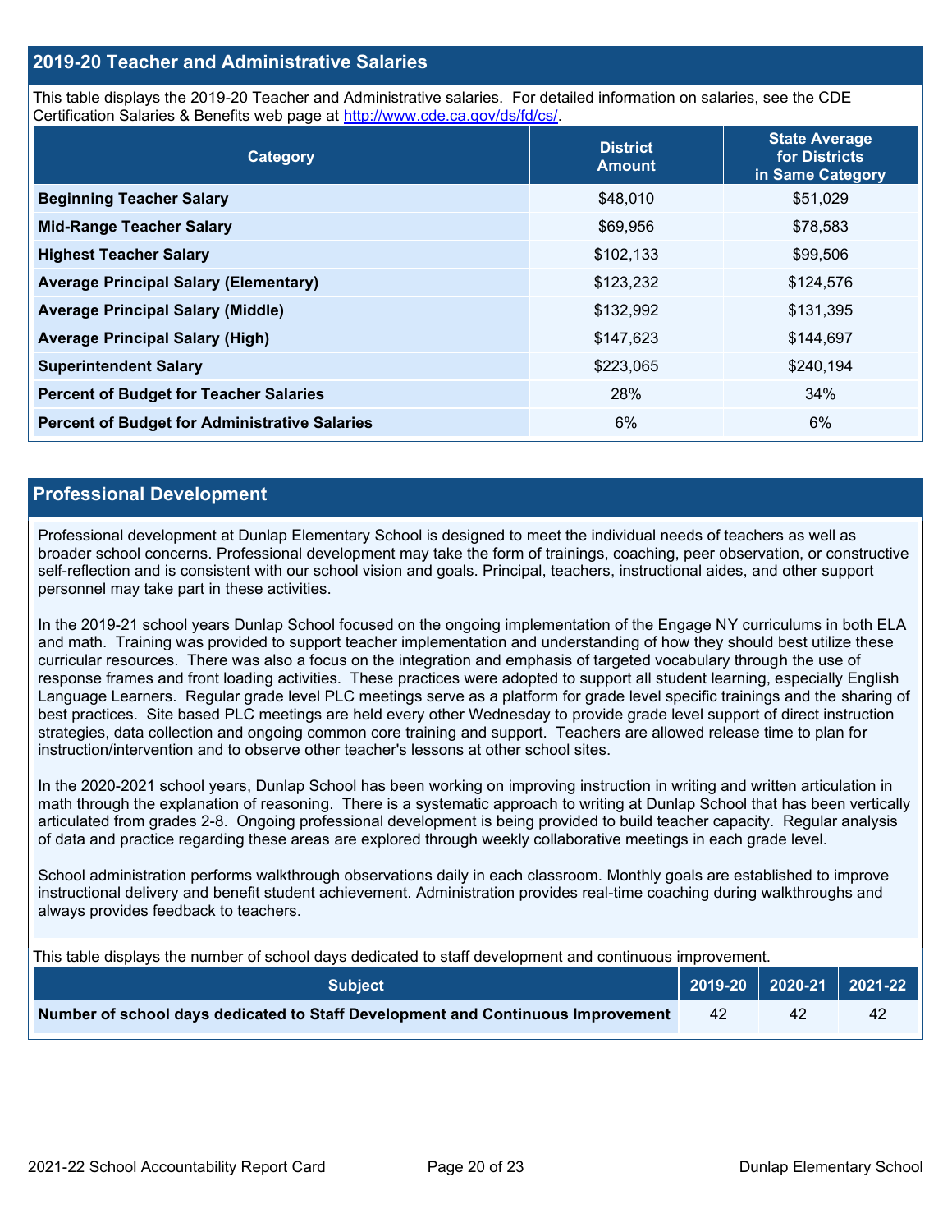## 2019-20 Teacher and Administrative Salaries

This table displays the 2019-20 Teacher and Administrative salaries. For detailed information on salaries, see the CDE Certification Salaries & Benefits web page at http://www.cde.ca.gov/ds/fd/cs/.

| Category | District Amount | State Average for Districts in Same Category |
|---|---|---|
| Beginning Teacher Salary | $48,010 | $51,029 |
| Mid-Range Teacher Salary | $69,956 | $78,583 |
| Highest Teacher Salary | $102,133 | $99,506 |
| Average Principal Salary (Elementary) | $123,232 | $124,576 |
| Average Principal Salary (Middle) | $132,992 | $131,395 |
| Average Principal Salary (High) | $147,623 | $144,697 |
| Superintendent Salary | $223,065 | $240,194 |
| Percent of Budget for Teacher Salaries | 28% | 34% |
| Percent of Budget for Administrative Salaries | 6% | 6% |

## Professional Development

Professional development at Dunlap Elementary School is designed to meet the individual needs of teachers as well as broader school concerns. Professional development may take the form of trainings, coaching, peer observation, or constructive self-reflection and is consistent with our school vision and goals. Principal, teachers, instructional aides, and other support personnel may take part in these activities.

In the 2019-21 school years Dunlap School focused on the ongoing implementation of the Engage NY curriculums in both ELA and math. Training was provided to support teacher implementation and understanding of how they should best utilize these curricular resources. There was also a focus on the integration and emphasis of targeted vocabulary through the use of response frames and front loading activities. These practices were adopted to support all student learning, especially English Language Learners. Regular grade level PLC meetings serve as a platform for grade level specific trainings and the sharing of best practices. Site based PLC meetings are held every other Wednesday to provide grade level support of direct instruction strategies, data collection and ongoing common core training and support. Teachers are allowed release time to plan for instruction/intervention and to observe other teacher's lessons at other school sites.

In the 2020-2021 school years, Dunlap School has been working on improving instruction in writing and written articulation in math through the explanation of reasoning. There is a systematic approach to writing at Dunlap School that has been vertically articulated from grades 2-8. Ongoing professional development is being provided to build teacher capacity. Regular analysis of data and practice regarding these areas are explored through weekly collaborative meetings in each grade level.

School administration performs walkthrough observations daily in each classroom. Monthly goals are established to improve instructional delivery and benefit student achievement. Administration provides real-time coaching during walkthroughs and always provides feedback to teachers.

This table displays the number of school days dedicated to staff development and continuous improvement.

| Subject | 2019-20 | 2020-21 | 2021-22 |
|---|---|---|---|
| Number of school days dedicated to Staff Development and Continuous Improvement | 42 | 42 | 42 |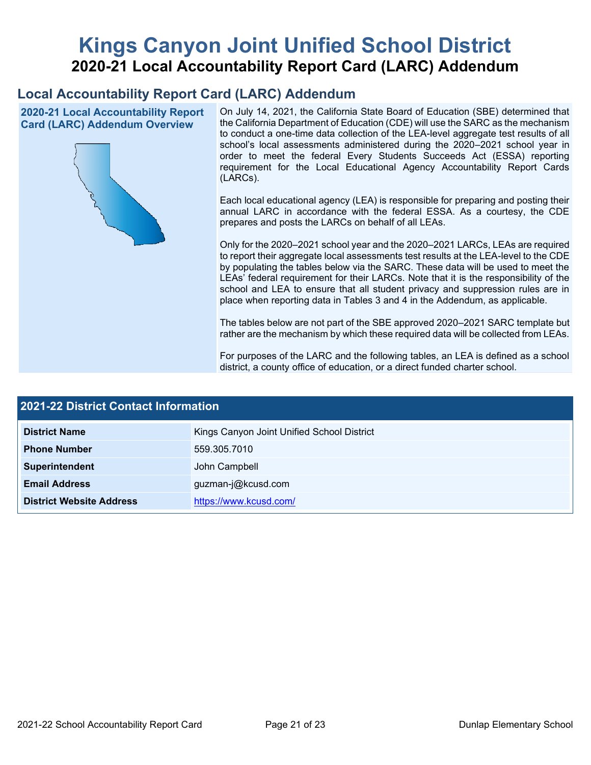# Kings Canyon Joint Unified School District

## 2020-21 Local Accountability Report Card (LARC) Addendum

## Local Accountability Report Card (LARC) Addendum

### 2020-21 Local Accountability Report Card (LARC) Addendum Overview

On July 14, 2021, the California State Board of Education (SBE) determined that the California Department of Education (CDE) will use the SARC as the mechanism to conduct a one-time data collection of the LEA-level aggregate test results of all school's local assessments administered during the 2020–2021 school year in order to meet the federal Every Students Succeeds Act (ESSA) reporting requirement for the Local Educational Agency Accountability Report Cards (LARCs).

Each local educational agency (LEA) is responsible for preparing and posting their annual LARC in accordance with the federal ESSA. As a courtesy, the CDE prepares and posts the LARCs on behalf of all LEAs.

Only for the 2020–2021 school year and the 2020–2021 LARCs, LEAs are required to report their aggregate local assessments test results at the LEA-level to the CDE by populating the tables below via the SARC. These data will be used to meet the LEAs' federal requirement for their LARCs. Note that it is the responsibility of the school and LEA to ensure that all student privacy and suppression rules are in place when reporting data in Tables 3 and 4 in the Addendum, as applicable.

The tables below are not part of the SBE approved 2020–2021 SARC template but rather are the mechanism by which these required data will be collected from LEAs.

For purposes of the LARC and the following tables, an LEA is defined as a school district, a county office of education, or a direct funded charter school.

| 2021-22 District Contact Information | |
|---|---|
| **District Name** | Kings Canyon Joint Unified School District |
| **Phone Number** | 559.305.7010 |
| **Superintendent** | John Campbell |
| **Email Address** | guzman-j@kcusd.com |
| **District Website Address** | https://www.kcusd.com/ |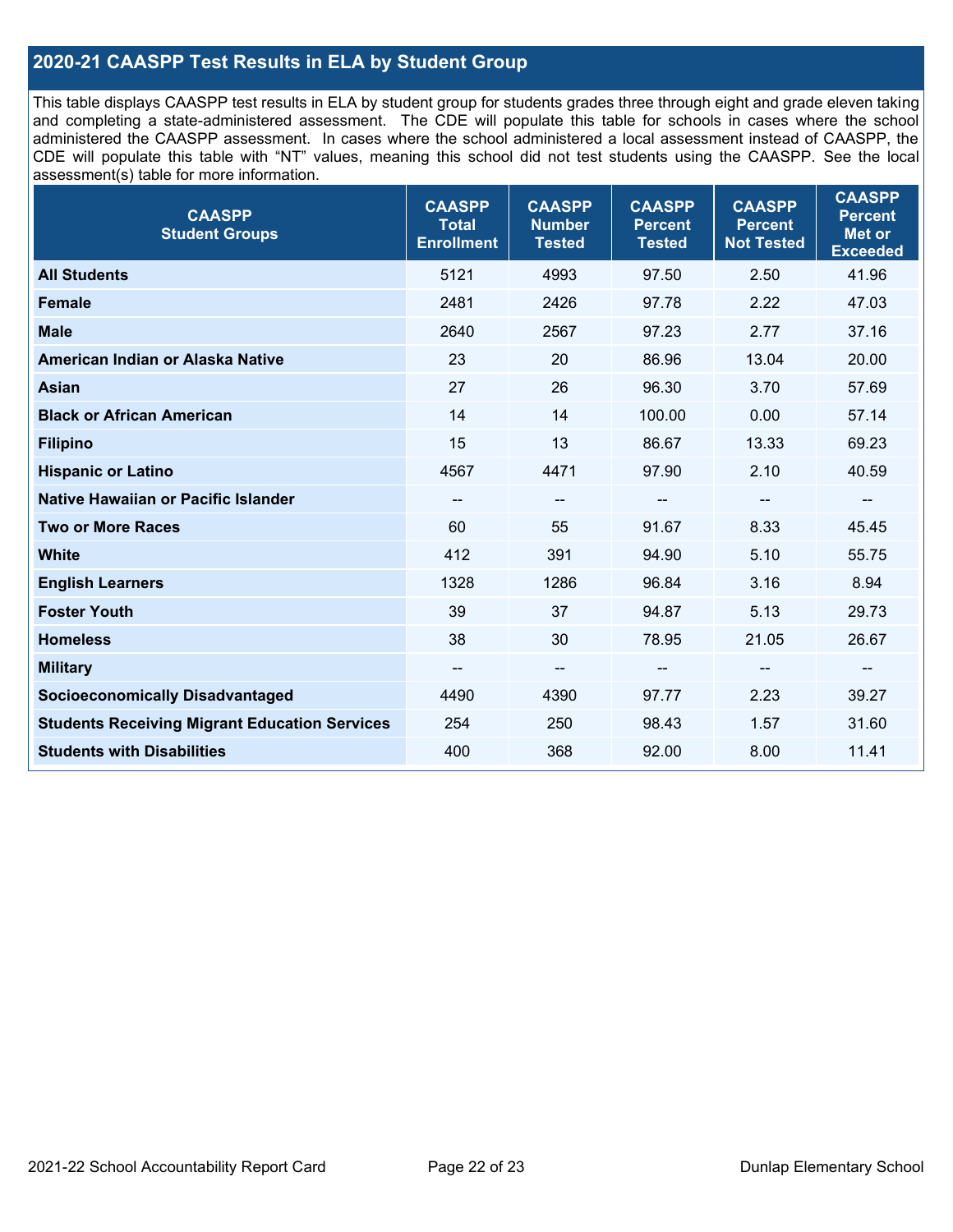## 2020-21 CAASPP Test Results in ELA by Student Group

This table displays CAASPP test results in ELA by student group for students grades three through eight and grade eleven taking and completing a state-administered assessment. The CDE will populate this table for schools in cases where the school administered the CAASPP assessment. In cases where the school administered a local assessment instead of CAASPP, the CDE will populate this table with "NT" values, meaning this school did not test students using the CAASPP. See the local assessment(s) table for more information.

| CAASPP Student Groups | CAASPP Total Enrollment | CAASPP Number Tested | CAASPP Percent Tested | CAASPP Percent Not Tested | CAASPP Percent Met or Exceeded |
|---|---|---|---|---|---|
| **All Students** | 5121 | 4993 | 97.50 | 2.50 | 41.96 |
| **Female** | 2481 | 2426 | 97.78 | 2.22 | 47.03 |
| **Male** | 2640 | 2567 | 97.23 | 2.77 | 37.16 |
| **American Indian or Alaska Native** | 23 | 20 | 86.96 | 13.04 | 20.00 |
| **Asian** | 27 | 26 | 96.30 | 3.70 | 57.69 |
| **Black or African American** | 14 | 14 | 100.00 | 0.00 | 57.14 |
| **Filipino** | 15 | 13 | 86.67 | 13.33 | 69.23 |
| **Hispanic or Latino** | 4567 | 4471 | 97.90 | 2.10 | 40.59 |
| **Native Hawaiian or Pacific Islander** | -- | -- | -- | -- | -- |
| **Two or More Races** | 60 | 55 | 91.67 | 8.33 | 45.45 |
| **White** | 412 | 391 | 94.90 | 5.10 | 55.75 |
| **English Learners** | 1328 | 1286 | 96.84 | 3.16 | 8.94 |
| **Foster Youth** | 39 | 37 | 94.87 | 5.13 | 29.73 |
| **Homeless** | 38 | 30 | 78.95 | 21.05 | 26.67 |
| **Military** | -- | -- | -- | -- | -- |
| **Socioeconomically Disadvantaged** | 4490 | 4390 | 97.77 | 2.23 | 39.27 |
| **Students Receiving Migrant Education Services** | 254 | 250 | 98.43 | 1.57 | 31.60 |
| **Students with Disabilities** | 400 | 368 | 92.00 | 8.00 | 11.41 |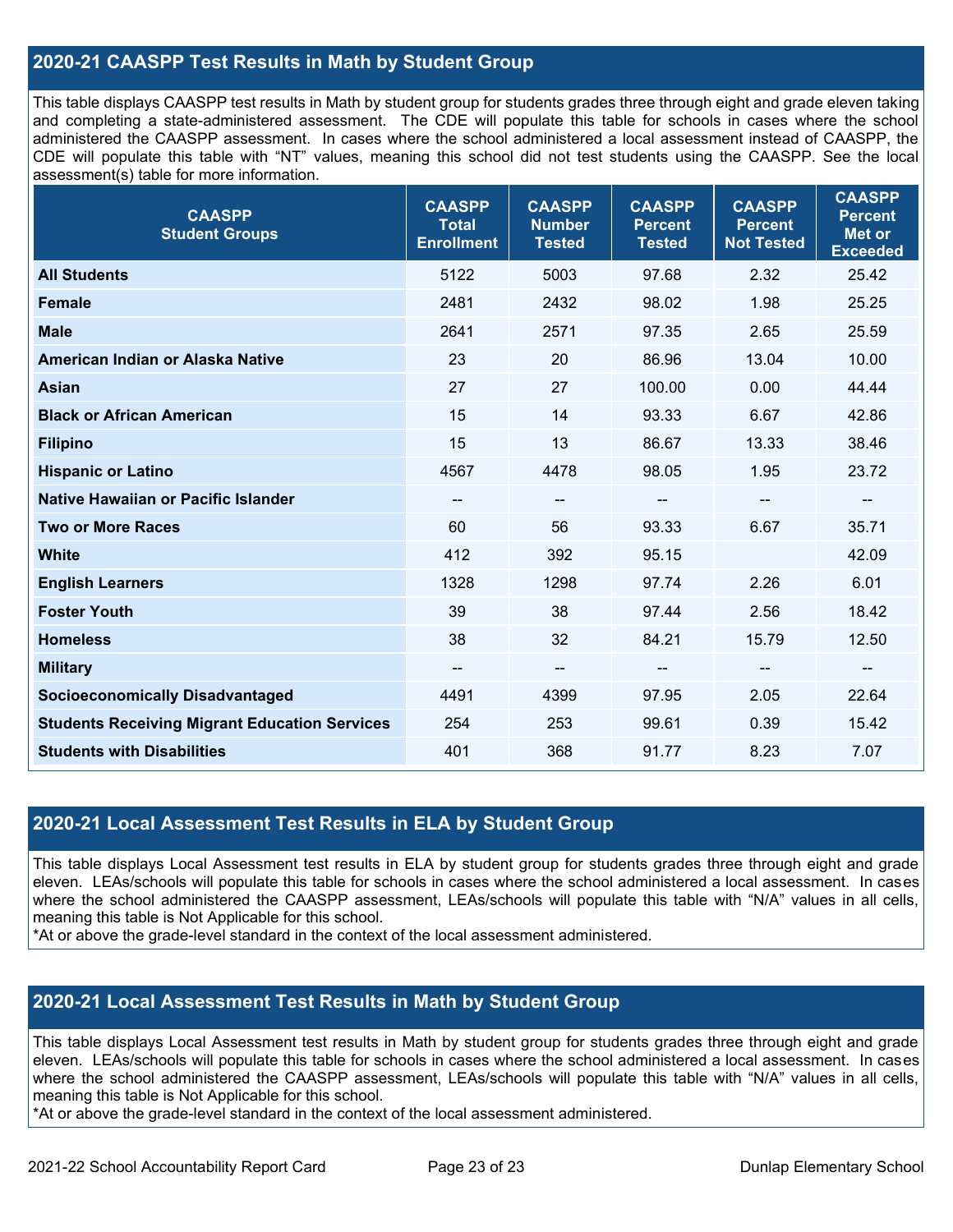## 2020-21 CAASPP Test Results in Math by Student Group

This table displays CAASPP test results in Math by student group for students grades three through eight and grade eleven taking and completing a state-administered assessment. The CDE will populate this table for schools in cases where the school administered the CAASPP assessment. In cases where the school administered a local assessment instead of CAASPP, the CDE will populate this table with "NT" values, meaning this school did not test students using the CAASPP. See the local assessment(s) table for more information.

| CAASPP Student Groups | CAASPP Total Enrollment | CAASPP Number Tested | CAASPP Percent Tested | CAASPP Percent Not Tested | CAASPP Percent Met or Exceeded |
|---|---|---|---|---|---|
| **All Students** | 5122 | 5003 | 97.68 | 2.32 | 25.42 |
| **Female** | 2481 | 2432 | 98.02 | 1.98 | 25.25 |
| **Male** | 2641 | 2571 | 97.35 | 2.65 | 25.59 |
| **American Indian or Alaska Native** | 23 | 20 | 86.96 | 13.04 | 10.00 |
| **Asian** | 27 | 27 | 100.00 | 0.00 | 44.44 |
| **Black or African American** | 15 | 14 | 93.33 | 6.67 | 42.86 |
| **Filipino** | 15 | 13 | 86.67 | 13.33 | 38.46 |
| **Hispanic or Latino** | 4567 | 4478 | 98.05 | 1.95 | 23.72 |
| **Native Hawaiian or Pacific Islander** | -- | -- | -- | -- | -- |
| **Two or More Races** | 60 | 56 | 93.33 | 6.67 | 35.71 |
| **White** | 412 | 392 | 95.15 | | 42.09 |
| **English Learners** | 1328 | 1298 | 97.74 | 2.26 | 6.01 |
| **Foster Youth** | 39 | 38 | 97.44 | 2.56 | 18.42 |
| **Homeless** | 38 | 32 | 84.21 | 15.79 | 12.50 |
| **Military** | -- | -- | -- | -- | -- |
| **Socioeconomically Disadvantaged** | 4491 | 4399 | 97.95 | 2.05 | 22.64 |
| **Students Receiving Migrant Education Services** | 254 | 253 | 99.61 | 0.39 | 15.42 |
| **Students with Disabilities** | 401 | 368 | 91.77 | 8.23 | 7.07 |

## 2020-21 Local Assessment Test Results in ELA by Student Group

This table displays Local Assessment test results in ELA by student group for students grades three through eight and grade eleven. LEAs/schools will populate this table for schools in cases where the school administered a local assessment. In cases where the school administered the CAASPP assessment, LEAs/schools will populate this table with "N/A" values in all cells, meaning this table is Not Applicable for this school.

*At or above the grade-level standard in the context of the local assessment administered.

## 2020-21 Local Assessment Test Results in Math by Student Group

This table displays Local Assessment test results in Math by student group for students grades three through eight and grade eleven. LEAs/schools will populate this table for schools in cases where the school administered a local assessment. In cases where the school administered the CAASPP assessment, LEAs/schools will populate this table with "N/A" values in all cells, meaning this table is Not Applicable for this school.

*At or above the grade-level standard in the context of the local assessment administered.